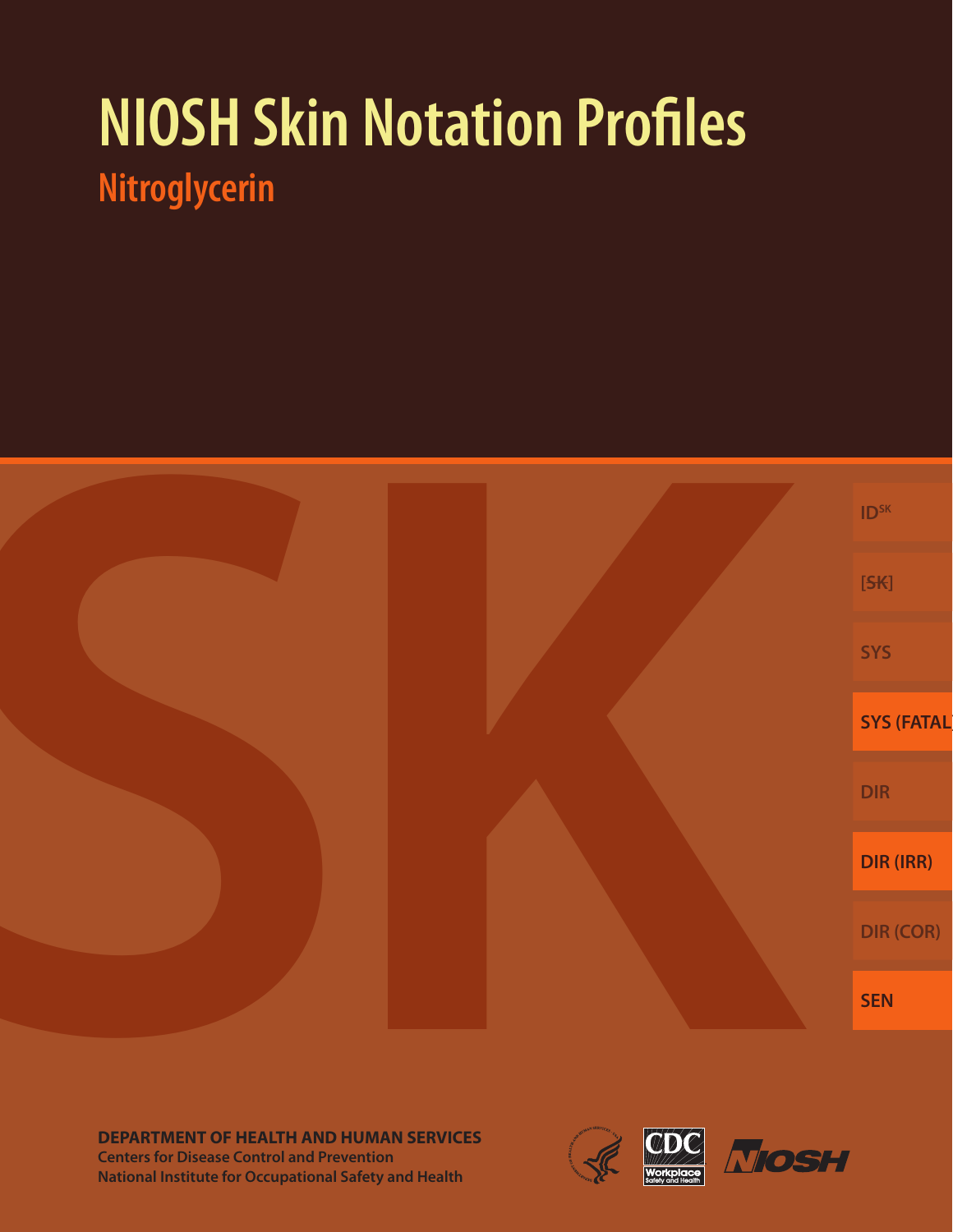# NIOSH Skin Notation Profiles

## Nitroglycerin

ID[SK]

[SK]

SYS

SYS (FATAL)

DIR

DIR (IRR)

DIR (COR)

SEN

**DEPARTMENT OF HEALTH AND HUMAN SERVICES**
**Centers for Disease Control and Prevention**
**National Institute for Occupational Safety and Health**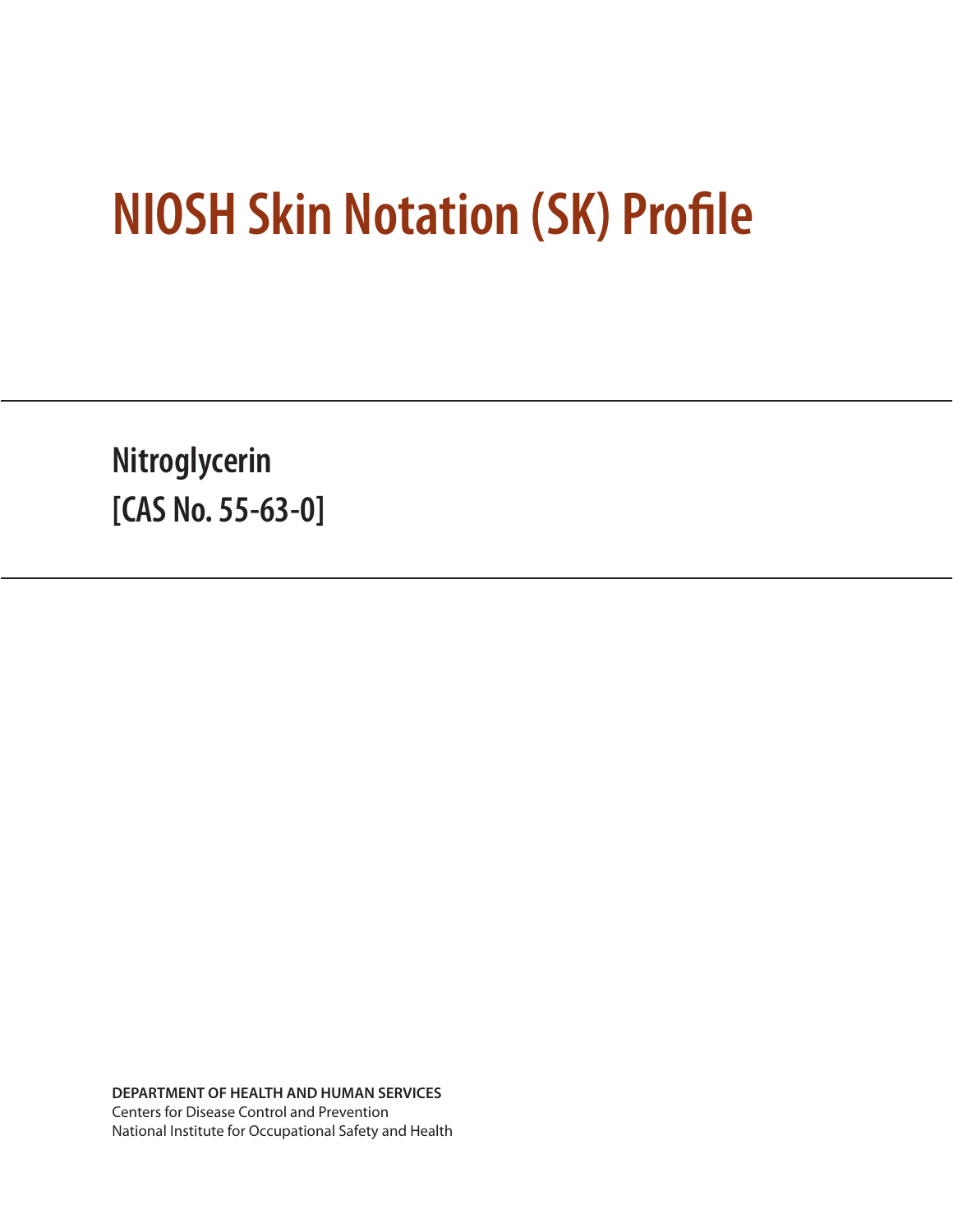# NIOSH Skin Notation (SK) Profile

## Nitroglycerin
## [CAS No. 55-63-0]

**DEPARTMENT OF HEALTH AND HUMAN SERVICES**
Centers for Disease Control and Prevention
National Institute for Occupational Safety and Health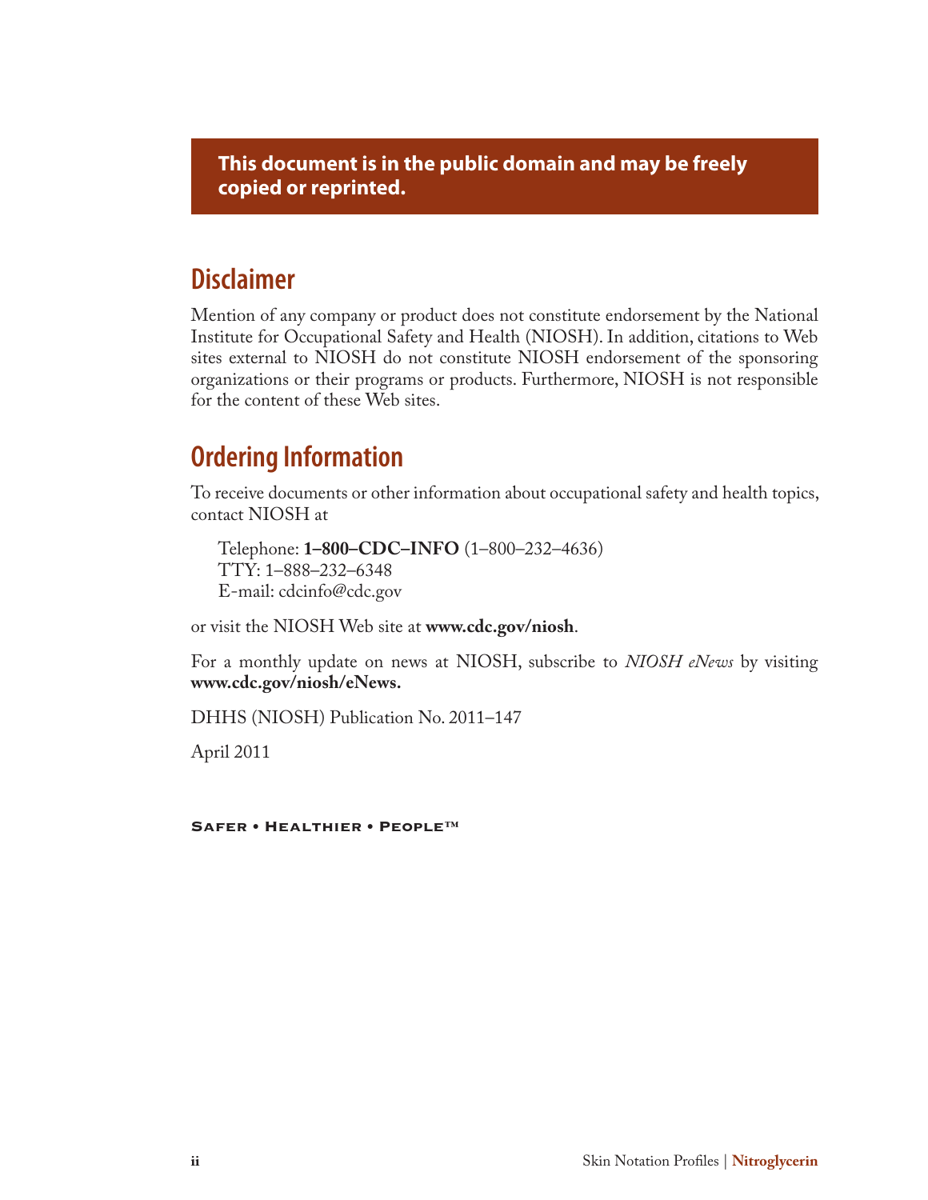**This document is in the public domain and may be freely copied or reprinted.**

## Disclaimer

Mention of any company or product does not constitute endorsement by the National Institute for Occupational Safety and Health (NIOSH). In addition, citations to Web sites external to NIOSH do not constitute NIOSH endorsement of the sponsoring organizations or their programs or products. Furthermore, NIOSH is not responsible for the content of these Web sites.

## Ordering Information

To receive documents or other information about occupational safety and health topics, contact NIOSH at

Telephone: **1–800–CDC–INFO** (1–800–232–4636)
TTY: 1–888–232–6348
E-mail: cdcinfo@cdc.gov

or visit the NIOSH Web site at **www.cdc.gov/niosh**.

For a monthly update on news at NIOSH, subscribe to *NIOSH eNews* by visiting **www.cdc.gov/niosh/eNews.**

DHHS (NIOSH) Publication No. 2011–147

April 2011

**Safer • Healthier • People™**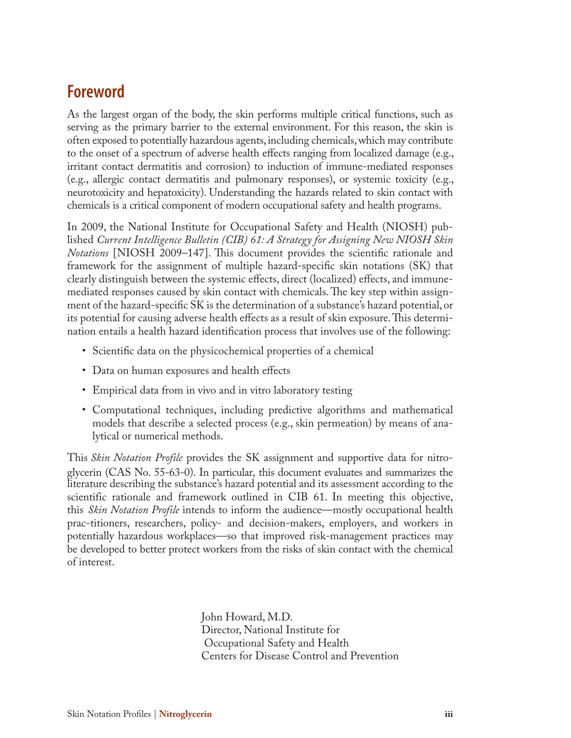# Foreword

As the largest organ of the body, the skin performs multiple critical functions, such as serving as the primary barrier to the external environment. For this reason, the skin is often exposed to potentially hazardous agents, including chemicals, which may contribute to the onset of a spectrum of adverse health effects ranging from localized damage (e.g., irritant contact dermatitis and corrosion) to induction of immune-mediated responses (e.g., allergic contact dermatitis and pulmonary responses), or systemic toxicity (e.g., neurotoxicity and hepatoxicity). Understanding the hazards related to skin contact with chemicals is a critical component of modern occupational safety and health programs.

In 2009, the National Institute for Occupational Safety and Health (NIOSH) published *Current Intelligence Bulletin (CIB) 61: A Strategy for Assigning New NIOSH Skin Notations* [NIOSH 2009–147]. This document provides the scientific rationale and framework for the assignment of multiple hazard-specific skin notations (SK) that clearly distinguish between the systemic effects, direct (localized) effects, and immune-mediated responses caused by skin contact with chemicals. The key step within assignment of the hazard-specific SK is the determination of a substance's hazard potential, or its potential for causing adverse health effects as a result of skin exposure. This determination entails a health hazard identification process that involves use of the following:

- Scientific data on the physicochemical properties of a chemical
- Data on human exposures and health effects
- Empirical data from in vivo and in vitro laboratory testing
- Computational techniques, including predictive algorithms and mathematical models that describe a selected process (e.g., skin permeation) by means of analytical or numerical methods.

This *Skin Notation Profile* provides the SK assignment and supportive data for nitroglycerin (CAS No. 55-63-0). In particular, this document evaluates and summarizes the literature describing the substance's hazard potential and its assessment according to the scientific rationale and framework outlined in CIB 61. In meeting this objective, this *Skin Notation Profile* intends to inform the audience—mostly occupational health prac-titioners, researchers, policy- and decision-makers, employers, and workers in potentially hazardous workplaces—so that improved risk-management practices may be developed to better protect workers from the risks of skin contact with the chemical of interest.

John Howard, M.D.
Director, National Institute for
Occupational Safety and Health
Centers for Disease Control and Prevention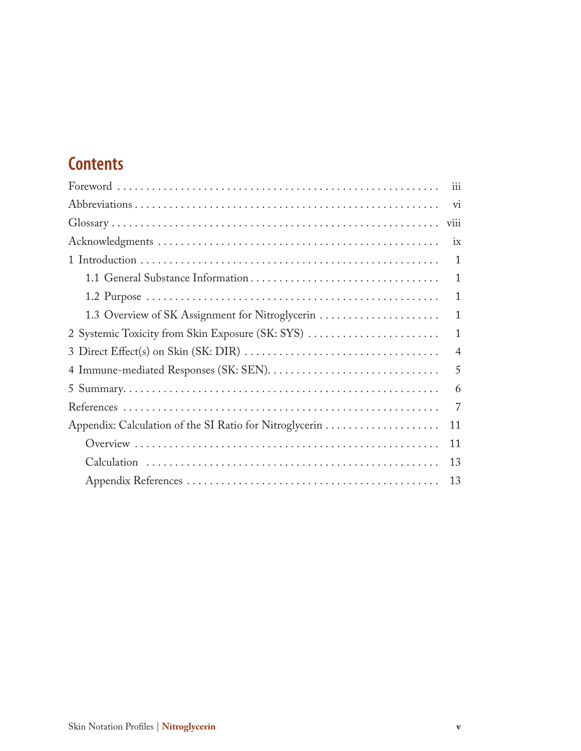# Contents

- Foreword . . . iii
- Abbreviations . . . vi
- Glossary . . . viii
- Acknowledgments . . . ix
- 1 Introduction . . . 1
  - 1.1 General Substance Information . . . 1
  - 1.2 Purpose . . . 1
  - 1.3 Overview of SK Assignment for Nitroglycerin . . . 1
- 2 Systemic Toxicity from Skin Exposure (SK: SYS) . . . 1
- 3 Direct Effect(s) on Skin (SK: DIR) . . . 4
- 4 Immune-mediated Responses (SK: SEN) . . . 5
- 5 Summary . . . 6
- References . . . 7
- Appendix: Calculation of the SI Ratio for Nitroglycerin . . . 11
  - Overview . . . 11
  - Calculation . . . 13
  - Appendix References . . . 13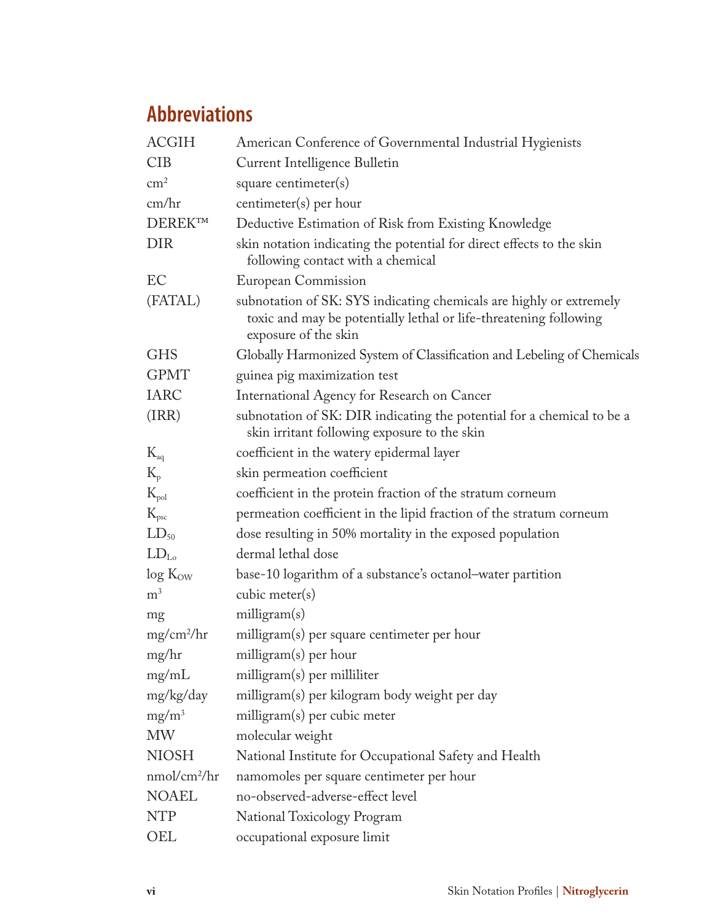## Abbreviations

| | |
|---|---|
| ACGIH | American Conference of Governmental Industrial Hygienists |
| CIB | Current Intelligence Bulletin |
| $cm^2$ | square centimeter(s) |
| cm/hr | centimeter(s) per hour |
| DEREK™ | Deductive Estimation of Risk from Existing Knowledge |
| DIR | skin notation indicating the potential for direct effects to the skin following contact with a chemical |
| EC | European Commission |
| (FATAL) | subnotation of SK: SYS indicating chemicals are highly or extremely toxic and may be potentially lethal or life-threatening following exposure of the skin |
| GHS | Globally Harmonized System of Classification and Labeling of Chemicals |
| GPMT | guinea pig maximization test |
| IARC | International Agency for Research on Cancer |
| (IRR) | subnotation of SK: DIR indicating the potential for a chemical to be a skin irritant following exposure to the skin |
| $K_{aq}$ | coefficient in the watery epidermal layer |
| $K_p$ | skin permeation coefficient |
| $K_{pol}$ | coefficient in the protein fraction of the stratum corneum |
| $K_{psc}$ | permeation coefficient in the lipid fraction of the stratum corneum |
| $LD_{50}$ | dose resulting in 50% mortality in the exposed population |
| $LD_{Lo}$ | dermal lethal dose |
| log $K_{OW}$ | base-10 logarithm of a substance's octanol–water partition |
| $m^3$ | cubic meter(s) |
| mg | milligram(s) |
| $mg/cm^2/hr$ | milligram(s) per square centimeter per hour |
| mg/hr | milligram(s) per hour |
| mg/mL | milligram(s) per milliliter |
| mg/kg/day | milligram(s) per kilogram body weight per day |
| $mg/m^3$ | milligram(s) per cubic meter |
| MW | molecular weight |
| NIOSH | National Institute for Occupational Safety and Health |
| $nmol/cm^2/hr$ | namomoles per square centimeter per hour |
| NOAEL | no-observed-adverse-effect level |
| NTP | National Toxicology Program |
| OEL | occupational exposure limit |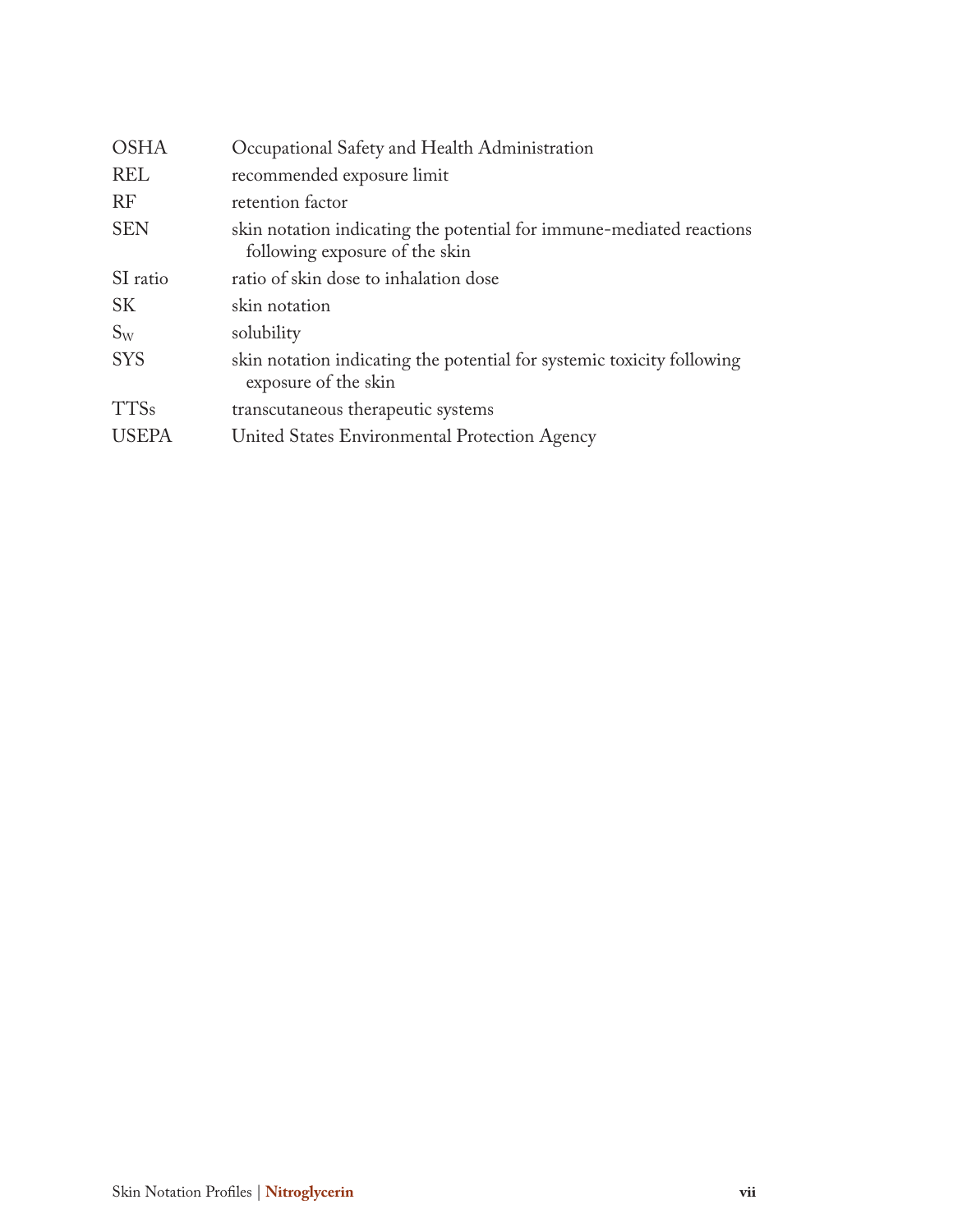| | |
|---|---|
| OSHA | Occupational Safety and Health Administration |
| REL | recommended exposure limit |
| RF | retention factor |
| SEN | skin notation indicating the potential for immune-mediated reactions following exposure of the skin |
| SI ratio | ratio of skin dose to inhalation dose |
| SK | skin notation |
| $S_W$ | solubility |
| SYS | skin notation indicating the potential for systemic toxicity following exposure of the skin |
| TTSs | transcutaneous therapeutic systems |
| USEPA | United States Environmental Protection Agency |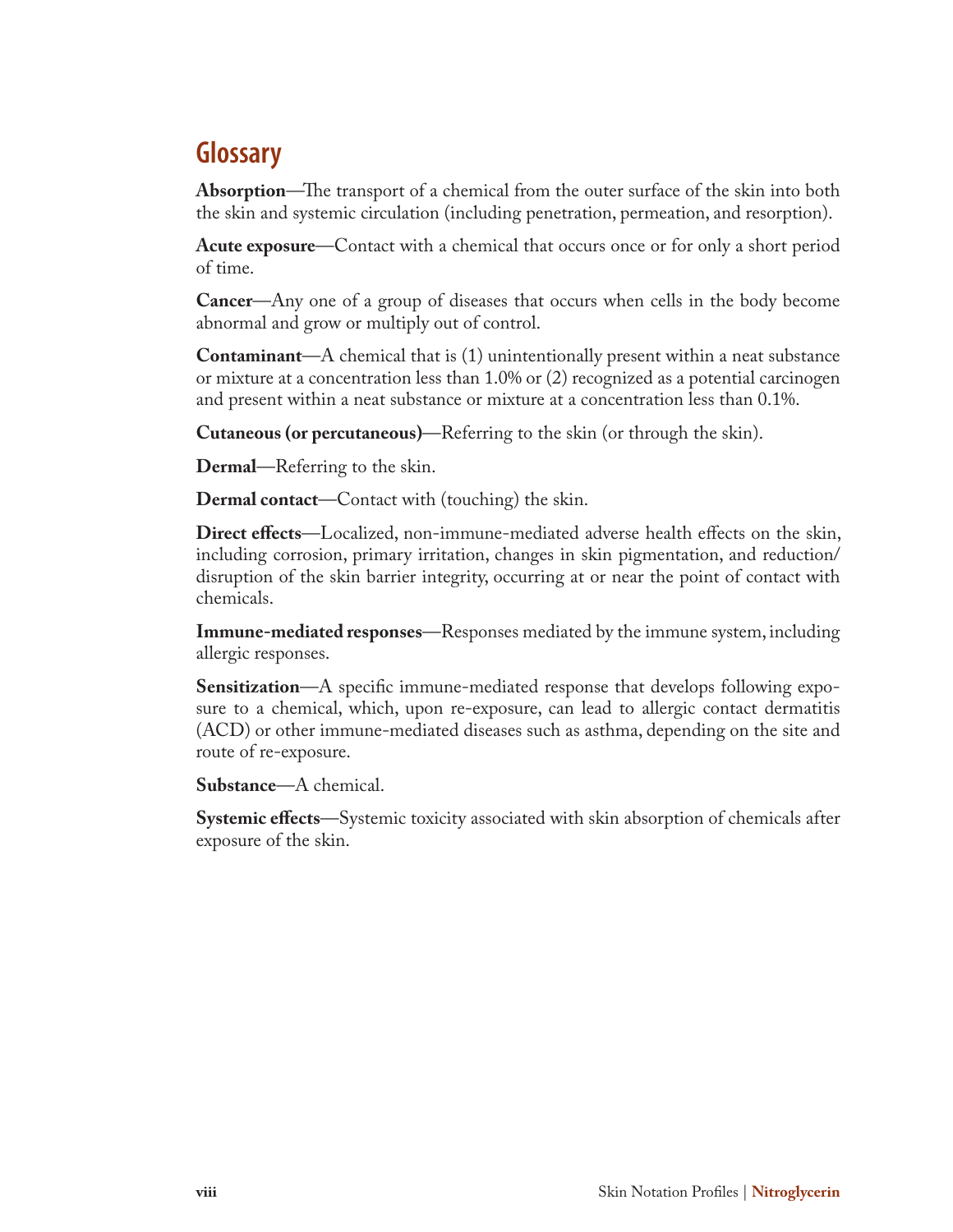## Glossary

**Absorption**—The transport of a chemical from the outer surface of the skin into both the skin and systemic circulation (including penetration, permeation, and resorption).

**Acute exposure**—Contact with a chemical that occurs once or for only a short period of time.

**Cancer**—Any one of a group of diseases that occurs when cells in the body become abnormal and grow or multiply out of control.

**Contaminant**—A chemical that is (1) unintentionally present within a neat substance or mixture at a concentration less than 1.0% or (2) recognized as a potential carcinogen and present within a neat substance or mixture at a concentration less than 0.1%.

**Cutaneous (or percutaneous)**—Referring to the skin (or through the skin).

**Dermal**—Referring to the skin.

**Dermal contact**—Contact with (touching) the skin.

**Direct effects**—Localized, non-immune-mediated adverse health effects on the skin, including corrosion, primary irritation, changes in skin pigmentation, and reduction/disruption of the skin barrier integrity, occurring at or near the point of contact with chemicals.

**Immune-mediated responses**—Responses mediated by the immune system, including allergic responses.

**Sensitization**—A specific immune-mediated response that develops following exposure to a chemical, which, upon re-exposure, can lead to allergic contact dermatitis (ACD) or other immune-mediated diseases such as asthma, depending on the site and route of re-exposure.

**Substance**—A chemical.

**Systemic effects**—Systemic toxicity associated with skin absorption of chemicals after exposure of the skin.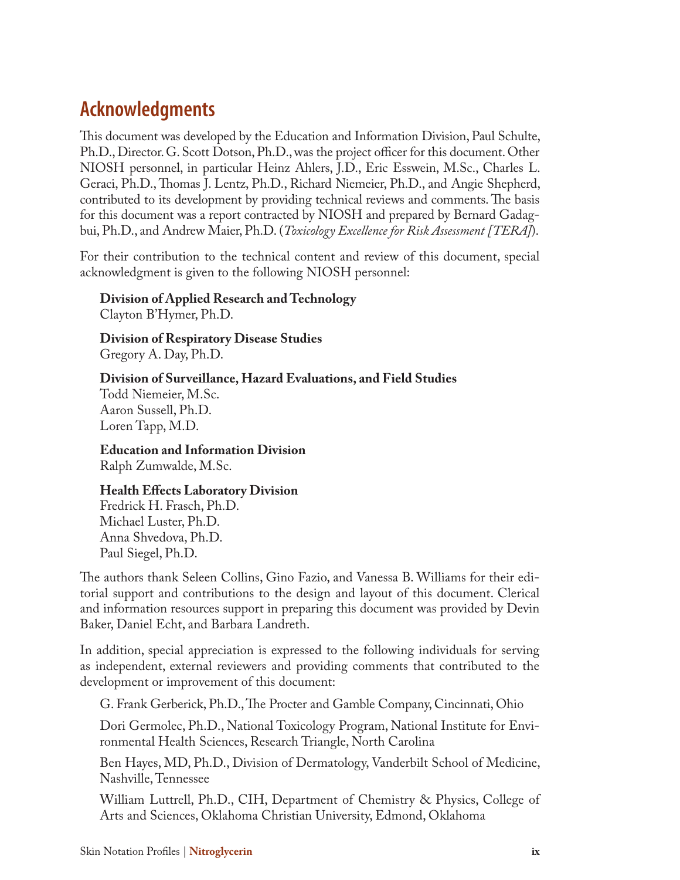## Acknowledgments

This document was developed by the Education and Information Division, Paul Schulte, Ph.D., Director. G. Scott Dotson, Ph.D., was the project officer for this document. Other NIOSH personnel, in particular Heinz Ahlers, J.D., Eric Esswein, M.Sc., Charles L. Geraci, Ph.D., Thomas J. Lentz, Ph.D., Richard Niemeier, Ph.D., and Angie Shepherd, contributed to its development by providing technical reviews and comments. The basis for this document was a report contracted by NIOSH and prepared by Bernard Gadagbui, Ph.D., and Andrew Maier, Ph.D. (*Toxicology Excellence for Risk Assessment [TERA]*).

For their contribution to the technical content and review of this document, special acknowledgment is given to the following NIOSH personnel:

**Division of Applied Research and Technology**
Clayton B'Hymer, Ph.D.

**Division of Respiratory Disease Studies**
Gregory A. Day, Ph.D.

**Division of Surveillance, Hazard Evaluations, and Field Studies**
Todd Niemeier, M.Sc.
Aaron Sussell, Ph.D.
Loren Tapp, M.D.

**Education and Information Division**
Ralph Zumwalde, M.Sc.

**Health Effects Laboratory Division**
Fredrick H. Frasch, Ph.D.
Michael Luster, Ph.D.
Anna Shvedova, Ph.D.
Paul Siegel, Ph.D.

The authors thank Seleen Collins, Gino Fazio, and Vanessa B. Williams for their editorial support and contributions to the design and layout of this document. Clerical and information resources support in preparing this document was provided by Devin Baker, Daniel Echt, and Barbara Landreth.

In addition, special appreciation is expressed to the following individuals for serving as independent, external reviewers and providing comments that contributed to the development or improvement of this document:

G. Frank Gerberick, Ph.D., The Procter and Gamble Company, Cincinnati, Ohio

Dori Germolec, Ph.D., National Toxicology Program, National Institute for Environmental Health Sciences, Research Triangle, North Carolina

Ben Hayes, MD, Ph.D., Division of Dermatology, Vanderbilt School of Medicine, Nashville, Tennessee

William Luttrell, Ph.D., CIH, Department of Chemistry & Physics, College of Arts and Sciences, Oklahoma Christian University, Edmond, Oklahoma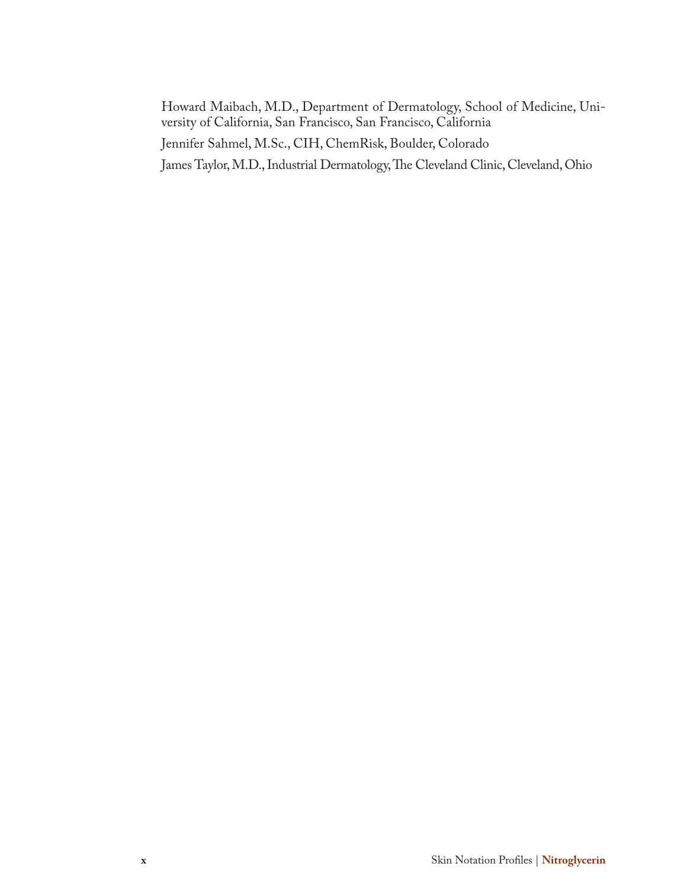Howard Maibach, M.D., Department of Dermatology, School of Medicine, University of California, San Francisco, San Francisco, California

Jennifer Sahmel, M.Sc., CIH, ChemRisk, Boulder, Colorado

James Taylor, M.D., Industrial Dermatology, The Cleveland Clinic, Cleveland, Ohio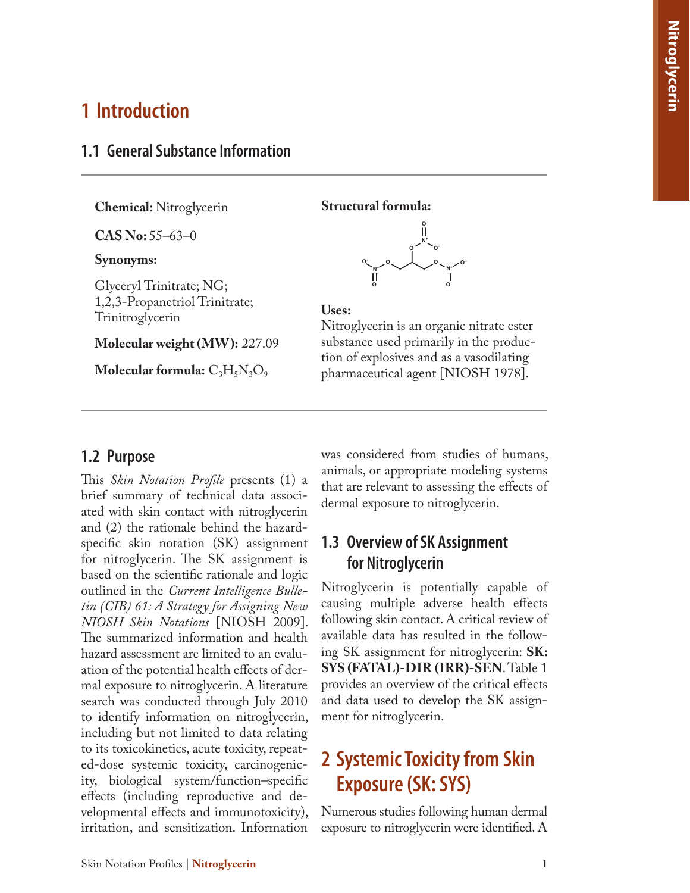# 1 Introduction

## 1.1 General Substance Information

**Chemical:** Nitroglycerin

**CAS No:** 55–63–0

**Synonyms:**

Glyceryl Trinitrate; NG; 1,2,3-Propanetriol Trinitrate; Trinitroglycerin

**Molecular weight (MW):** 227.09

**Molecular formula:** $C_3H_5N_3O_9$

**Structural formula:**

**Uses:**
Nitroglycerin is an organic nitrate ester substance used primarily in the production of explosives and as a vasodilating pharmaceutical agent [NIOSH 1978].

## 1.2 Purpose

This *Skin Notation Profile* presents (1) a brief summary of technical data associated with skin contact with nitroglycerin and (2) the rationale behind the hazard-specific skin notation (SK) assignment for nitroglycerin. The SK assignment is based on the scientific rationale and logic outlined in the *Current Intelligence Bulletin (CIB) 61: A Strategy for Assigning New NIOSH Skin Notations* [NIOSH 2009]. The summarized information and health hazard assessment are limited to an evaluation of the potential health effects of dermal exposure to nitroglycerin. A literature search was conducted through July 2010 to identify information on nitroglycerin, including but not limited to data relating to its toxicokinetics, acute toxicity, repeated-dose systemic toxicity, carcinogenicity, biological system/function–specific effects (including reproductive and developmental effects and immunotoxicity), irritation, and sensitization. Information was considered from studies of humans, animals, or appropriate modeling systems that are relevant to assessing the effects of dermal exposure to nitroglycerin.

## 1.3 Overview of SK Assignment for Nitroglycerin

Nitroglycerin is potentially capable of causing multiple adverse health effects following skin contact. A critical review of available data has resulted in the following SK assignment for nitroglycerin: **SK: SYS (FATAL)-DIR (IRR)-SEN**. Table 1 provides an overview of the critical effects and data used to develop the SK assignment for nitroglycerin.

# 2 Systemic Toxicity from Skin Exposure (SK: SYS)

Numerous studies following human dermal exposure to nitroglycerin were identified. A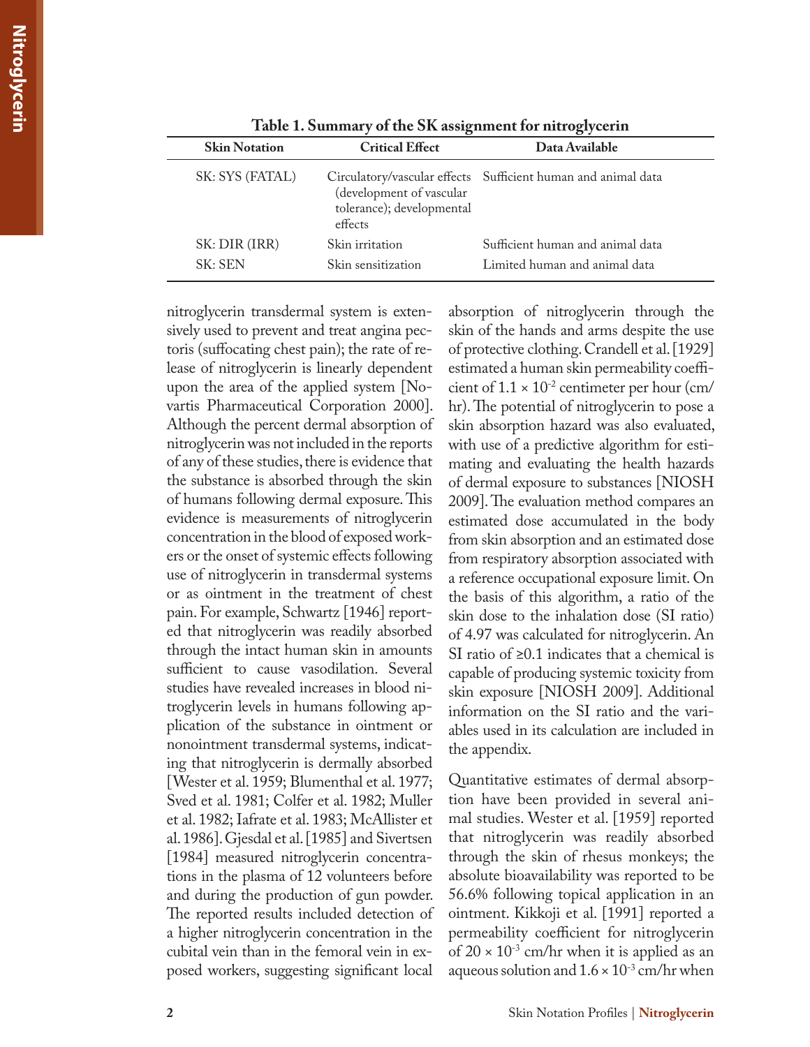**Table 1. Summary of the SK assignment for nitroglycerin**

| Skin Notation | Critical Effect | Data Available |
|---|---|---|
| SK: SYS (FATAL) | Circulatory/vascular effects (development of vascular tolerance); developmental effects | Sufficient human and animal data |
| SK: DIR (IRR) | Skin irritation | Sufficient human and animal data |
| SK: SEN | Skin sensitization | Limited human and animal data |

nitroglycerin transdermal system is extensively used to prevent and treat angina pectoris (suffocating chest pain); the rate of release of nitroglycerin is linearly dependent upon the area of the applied system [Novartis Pharmaceutical Corporation 2000]. Although the percent dermal absorption of nitroglycerin was not included in the reports of any of these studies, there is evidence that the substance is absorbed through the skin of humans following dermal exposure. This evidence is measurements of nitroglycerin concentration in the blood of exposed workers or the onset of systemic effects following use of nitroglycerin in transdermal systems or as ointment in the treatment of chest pain. For example, Schwartz [1946] reported that nitroglycerin was readily absorbed through the intact human skin in amounts sufficient to cause vasodilation. Several studies have revealed increases in blood nitroglycerin levels in humans following application of the substance in ointment or nonointment transdermal systems, indicating that nitroglycerin is dermally absorbed [Wester et al. 1959; Blumenthal et al. 1977; Sved et al. 1981; Colfer et al. 1982; Muller et al. 1982; Iafrate et al. 1983; McAllister et al. 1986]. Gjesdal et al. [1985] and Sivertsen [1984] measured nitroglycerin concentrations in the plasma of 12 volunteers before and during the production of gun powder. The reported results included detection of a higher nitroglycerin concentration in the cubital vein than in the femoral vein in exposed workers, suggesting significant local absorption of nitroglycerin through the skin of the hands and arms despite the use of protective clothing. Crandell et al. [1929] estimated a human skin permeability coefficient of $1.1 \times 10^{-2}$ centimeter per hour (cm/hr). The potential of nitroglycerin to pose a skin absorption hazard was also evaluated, with use of a predictive algorithm for estimating and evaluating the health hazards of dermal exposure to substances [NIOSH 2009]. The evaluation method compares an estimated dose accumulated in the body from skin absorption and an estimated dose from respiratory absorption associated with a reference occupational exposure limit. On the basis of this algorithm, a ratio of the skin dose to the inhalation dose (SI ratio) of 4.97 was calculated for nitroglycerin. An SI ratio of ≥0.1 indicates that a chemical is capable of producing systemic toxicity from skin exposure [NIOSH 2009]. Additional information on the SI ratio and the variables used in its calculation are included in the appendix.

Quantitative estimates of dermal absorption have been provided in several animal studies. Wester et al. [1959] reported that nitroglycerin was readily absorbed through the skin of rhesus monkeys; the absolute bioavailability was reported to be 56.6% following topical application in an ointment. Kikkoji et al. [1991] reported a permeability coefficient for nitroglycerin of $20 \times 10^{-3}$ cm/hr when it is applied as an aqueous solution and $1.6 \times 10^{-3}$ cm/hr when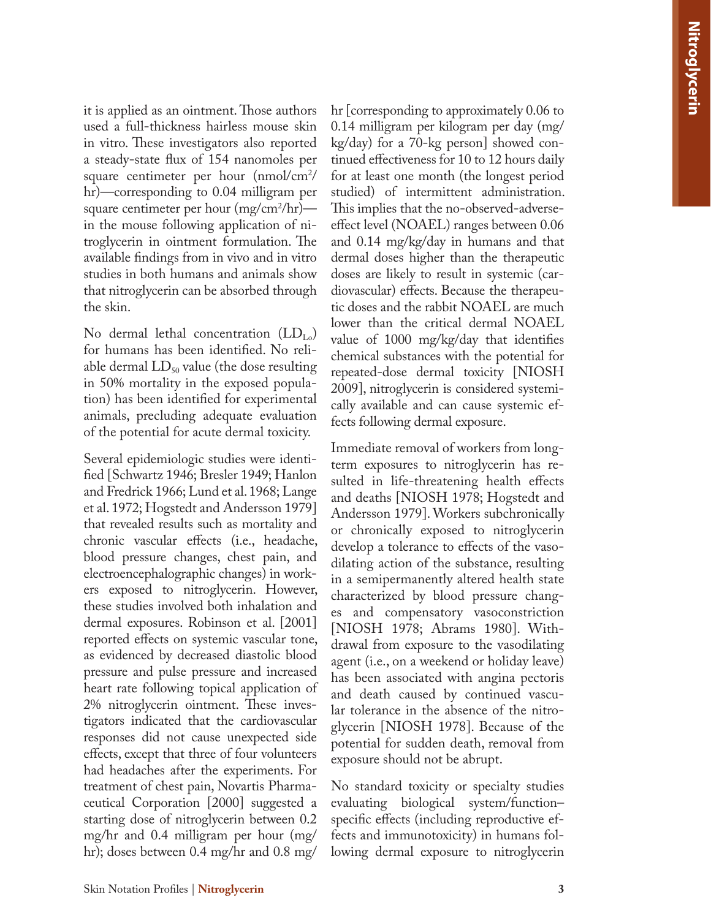it is applied as an ointment. Those authors used a full-thickness hairless mouse skin in vitro. These investigators also reported a steady-state flux of 154 nanomoles per square centimeter per hour ($nmol/cm^2/hr$)—corresponding to 0.04 milligram per square centimeter per hour ($mg/cm^2/hr$)—in the mouse following application of nitroglycerin in ointment formulation. The available findings from in vivo and in vitro studies in both humans and animals show that nitroglycerin can be absorbed through the skin.

No dermal lethal concentration ($LD_{Lo}$) for humans has been identified. No reliable dermal $LD_{50}$ value (the dose resulting in 50% mortality in the exposed population) has been identified for experimental animals, precluding adequate evaluation of the potential for acute dermal toxicity.

Several epidemiologic studies were identified [Schwartz 1946; Bresler 1949; Hanlon and Fredrick 1966; Lund et al. 1968; Lange et al. 1972; Hogstedt and Andersson 1979] that revealed results such as mortality and chronic vascular effects (i.e., headache, blood pressure changes, chest pain, and electroencephalographic changes) in workers exposed to nitroglycerin. However, these studies involved both inhalation and dermal exposures. Robinson et al. [2001] reported effects on systemic vascular tone, as evidenced by decreased diastolic blood pressure and pulse pressure and increased heart rate following topical application of 2% nitroglycerin ointment. These investigators indicated that the cardiovascular responses did not cause unexpected side effects, except that three of four volunteers had headaches after the experiments. For treatment of chest pain, Novartis Pharmaceutical Corporation [2000] suggested a starting dose of nitroglycerin between 0.2 mg/hr and 0.4 milligram per hour (mg/hr); doses between 0.4 mg/hr and 0.8 mg/hr [corresponding to approximately 0.06 to 0.14 milligram per kilogram per day (mg/kg/day) for a 70-kg person] showed continued effectiveness for 10 to 12 hours daily for at least one month (the longest period studied) of intermittent administration. This implies that the no-observed-adverse-effect level (NOAEL) ranges between 0.06 and 0.14 mg/kg/day in humans and that dermal doses higher than the therapeutic doses are likely to result in systemic (cardiovascular) effects. Because the therapeutic doses and the rabbit NOAEL are much lower than the critical dermal NOAEL value of 1000 mg/kg/day that identifies chemical substances with the potential for repeated-dose dermal toxicity [NIOSH 2009], nitroglycerin is considered systemically available and can cause systemic effects following dermal exposure.

Immediate removal of workers from long-term exposures to nitroglycerin has resulted in life-threatening health effects and deaths [NIOSH 1978; Hogstedt and Andersson 1979]. Workers subchronically or chronically exposed to nitroglycerin develop a tolerance to effects of the vasodilating action of the substance, resulting in a semipermanently altered health state characterized by blood pressure changes and compensatory vasoconstriction [NIOSH 1978; Abrams 1980]. Withdrawal from exposure to the vasodilating agent (i.e., on a weekend or holiday leave) has been associated with angina pectoris and death caused by continued vascular tolerance in the absence of the nitroglycerin [NIOSH 1978]. Because of the potential for sudden death, removal from exposure should not be abrupt.

No standard toxicity or specialty studies evaluating biological system/function–specific effects (including reproductive effects and immunotoxicity) in humans following dermal exposure to nitroglycerin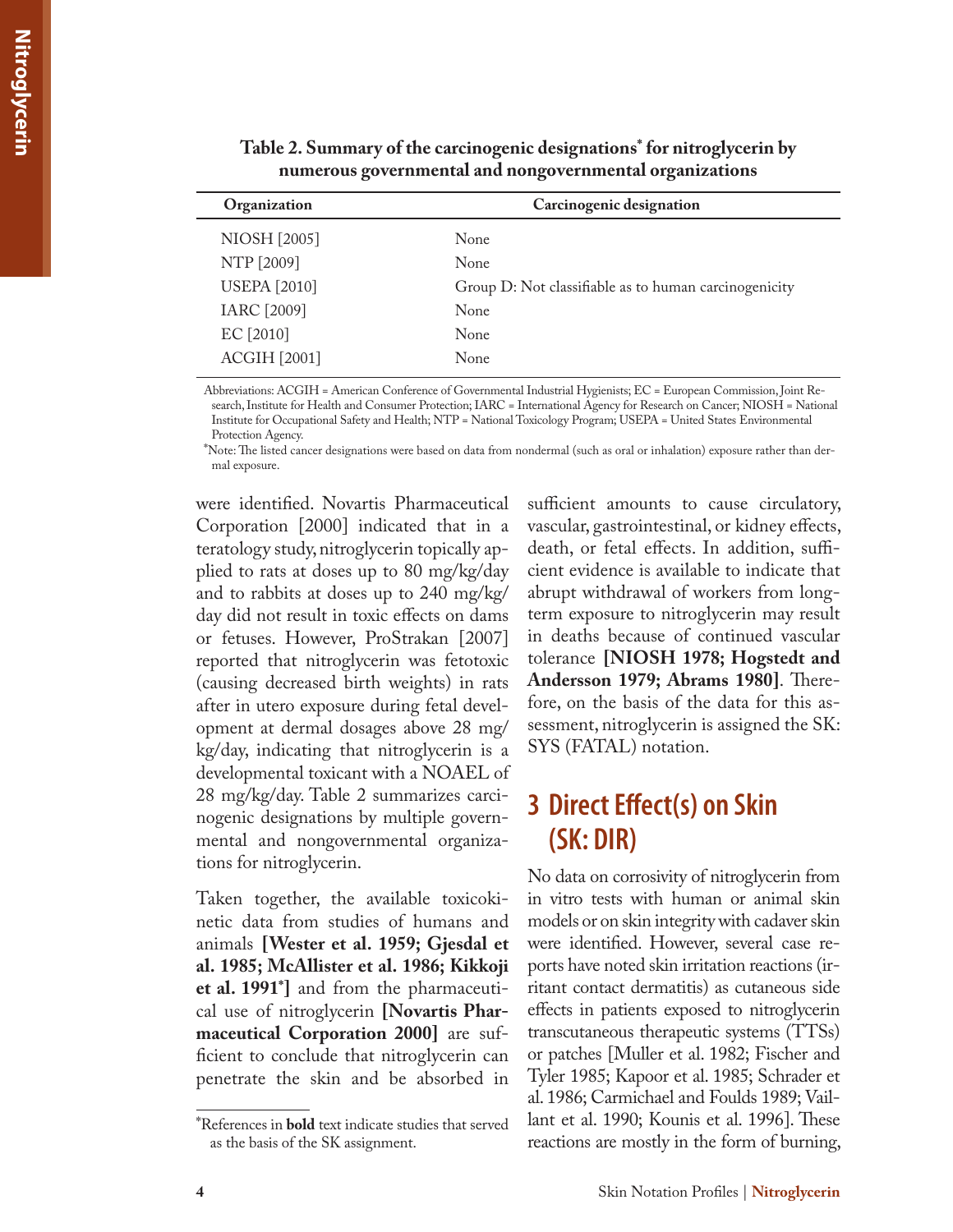**Table 2. Summary of the carcinogenic designations* for nitroglycerin by numerous governmental and nongovernmental organizations**

| Organization | Carcinogenic designation |
|---|---|
| NIOSH [2005] | None |
| NTP [2009] | None |
| USEPA [2010] | Group D: Not classifiable as to human carcinogenicity |
| IARC [2009] | None |
| EC [2010] | None |
| ACGIH [2001] | None |

Abbreviations: ACGIH = American Conference of Governmental Industrial Hygienists; EC = European Commission, Joint Research, Institute for Health and Consumer Protection; IARC = International Agency for Research on Cancer; NIOSH = National Institute for Occupational Safety and Health; NTP = National Toxicology Program; USEPA = United States Environmental Protection Agency.

*Note: The listed cancer designations were based on data from nondermal (such as oral or inhalation) exposure rather than dermal exposure.

were identified. Novartis Pharmaceutical Corporation [2000] indicated that in a teratology study, nitroglycerin topically applied to rats at doses up to 80 mg/kg/day and to rabbits at doses up to 240 mg/kg/day did not result in toxic effects on dams or fetuses. However, ProStrakan [2007] reported that nitroglycerin was fetotoxic (causing decreased birth weights) in rats after in utero exposure during fetal development at dermal dosages above 28 mg/kg/day, indicating that nitroglycerin is a developmental toxicant with a NOAEL of 28 mg/kg/day. Table 2 summarizes carcinogenic designations by multiple governmental and nongovernmental organizations for nitroglycerin.

Taken together, the available toxicokinetic data from studies of humans and animals **[Wester et al. 1959; Gjesdal et al. 1985; McAllister et al. 1986; Kikkoji et al. 1991*]** and from the pharmaceutical use of nitroglycerin **[Novartis Pharmaceutical Corporation 2000]** are sufficient to conclude that nitroglycerin can penetrate the skin and be absorbed in sufficient amounts to cause circulatory, vascular, gastrointestinal, or kidney effects, death, or fetal effects. In addition, sufficient evidence is available to indicate that abrupt withdrawal of workers from long-term exposure to nitroglycerin may result in deaths because of continued vascular tolerance **[NIOSH 1978; Hogstedt and Andersson 1979; Abrams 1980]**. Therefore, on the basis of the data for this assessment, nitroglycerin is assigned the SK: SYS (FATAL) notation.

*References in **bold** text indicate studies that served as the basis of the SK assignment.

## 3 Direct Effect(s) on Skin (SK: DIR)

No data on corrosivity of nitroglycerin from in vitro tests with human or animal skin models or on skin integrity with cadaver skin were identified. However, several case reports have noted skin irritation reactions (irritant contact dermatitis) as cutaneous side effects in patients exposed to nitroglycerin transcutaneous therapeutic systems (TTSs) or patches [Muller et al. 1982; Fischer and Tyler 1985; Kapoor et al. 1985; Schrader et al. 1986; Carmichael and Foulds 1989; Vaillant et al. 1990; Kounis et al. 1996]. These reactions are mostly in the form of burning,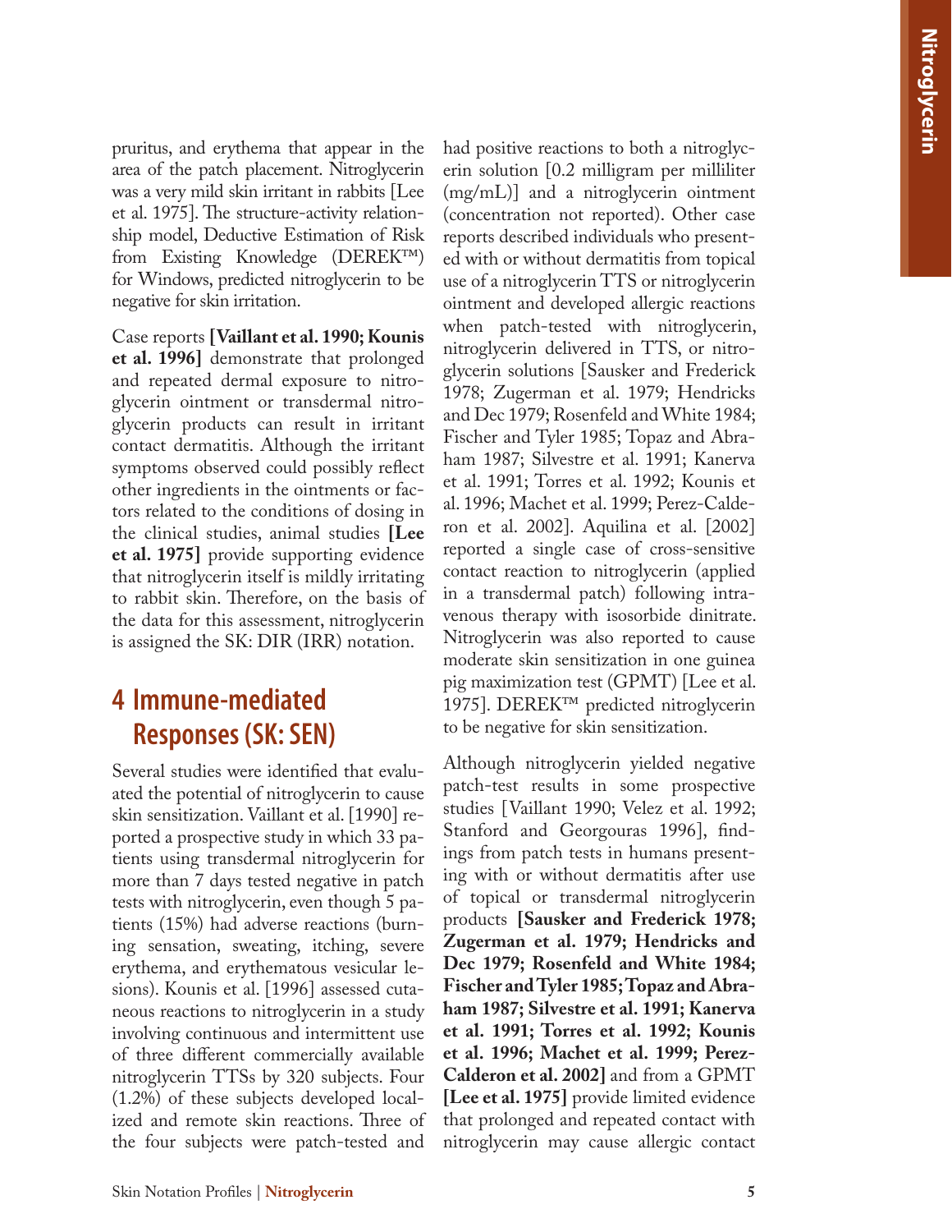pruritus, and erythema that appear in the area of the patch placement. Nitroglycerin was a very mild skin irritant in rabbits [Lee et al. 1975]. The structure-activity relationship model, Deductive Estimation of Risk from Existing Knowledge (DEREK™) for Windows, predicted nitroglycerin to be negative for skin irritation.

Case reports **[Vaillant et al. 1990; Kounis et al. 1996]** demonstrate that prolonged and repeated dermal exposure to nitroglycerin ointment or transdermal nitroglycerin products can result in irritant contact dermatitis. Although the irritant symptoms observed could possibly reflect other ingredients in the ointments or factors related to the conditions of dosing in the clinical studies, animal studies **[Lee et al. 1975]** provide supporting evidence that nitroglycerin itself is mildly irritating to rabbit skin. Therefore, on the basis of the data for this assessment, nitroglycerin is assigned the SK: DIR (IRR) notation.

# 4 Immune-mediated Responses (SK: SEN)

Several studies were identified that evaluated the potential of nitroglycerin to cause skin sensitization. Vaillant et al. [1990] reported a prospective study in which 33 patients using transdermal nitroglycerin for more than 7 days tested negative in patch tests with nitroglycerin, even though 5 patients (15%) had adverse reactions (burning sensation, sweating, itching, severe erythema, and erythematous vesicular lesions). Kounis et al. [1996] assessed cutaneous reactions to nitroglycerin in a study involving continuous and intermittent use of three different commercially available nitroglycerin TTSs by 320 subjects. Four (1.2%) of these subjects developed localized and remote skin reactions. Three of the four subjects were patch-tested and had positive reactions to both a nitroglycerin solution [0.2 milligram per milliliter (mg/mL)] and a nitroglycerin ointment (concentration not reported). Other case reports described individuals who presented with or without dermatitis from topical use of a nitroglycerin TTS or nitroglycerin ointment and developed allergic reactions when patch-tested with nitroglycerin, nitroglycerin delivered in TTS, or nitroglycerin solutions [Sausker and Frederick 1978; Zugerman et al. 1979; Hendricks and Dec 1979; Rosenfeld and White 1984; Fischer and Tyler 1985; Topaz and Abraham 1987; Silvestre et al. 1991; Kanerva et al. 1991; Torres et al. 1992; Kounis et al. 1996; Machet et al. 1999; Perez-Calderon et al. 2002]. Aquilina et al. [2002] reported a single case of cross-sensitive contact reaction to nitroglycerin (applied in a transdermal patch) following intravenous therapy with isosorbide dinitrate. Nitroglycerin was also reported to cause moderate skin sensitization in one guinea pig maximization test (GPMT) [Lee et al. 1975]. DEREK™ predicted nitroglycerin to be negative for skin sensitization.

Although nitroglycerin yielded negative patch-test results in some prospective studies [Vaillant 1990; Velez et al. 1992; Stanford and Georgouras 1996], findings from patch tests in humans presenting with or without dermatitis after use of topical or transdermal nitroglycerin products **[Sausker and Frederick 1978; Zugerman et al. 1979; Hendricks and Dec 1979; Rosenfeld and White 1984; Fischer and Tyler 1985; Topaz and Abraham 1987; Silvestre et al. 1991; Kanerva et al. 1991; Torres et al. 1992; Kounis et al. 1996; Machet et al. 1999; Perez-Calderon et al. 2002]** and from a GPMT **[Lee et al. 1975]** provide limited evidence that prolonged and repeated contact with nitroglycerin may cause allergic contact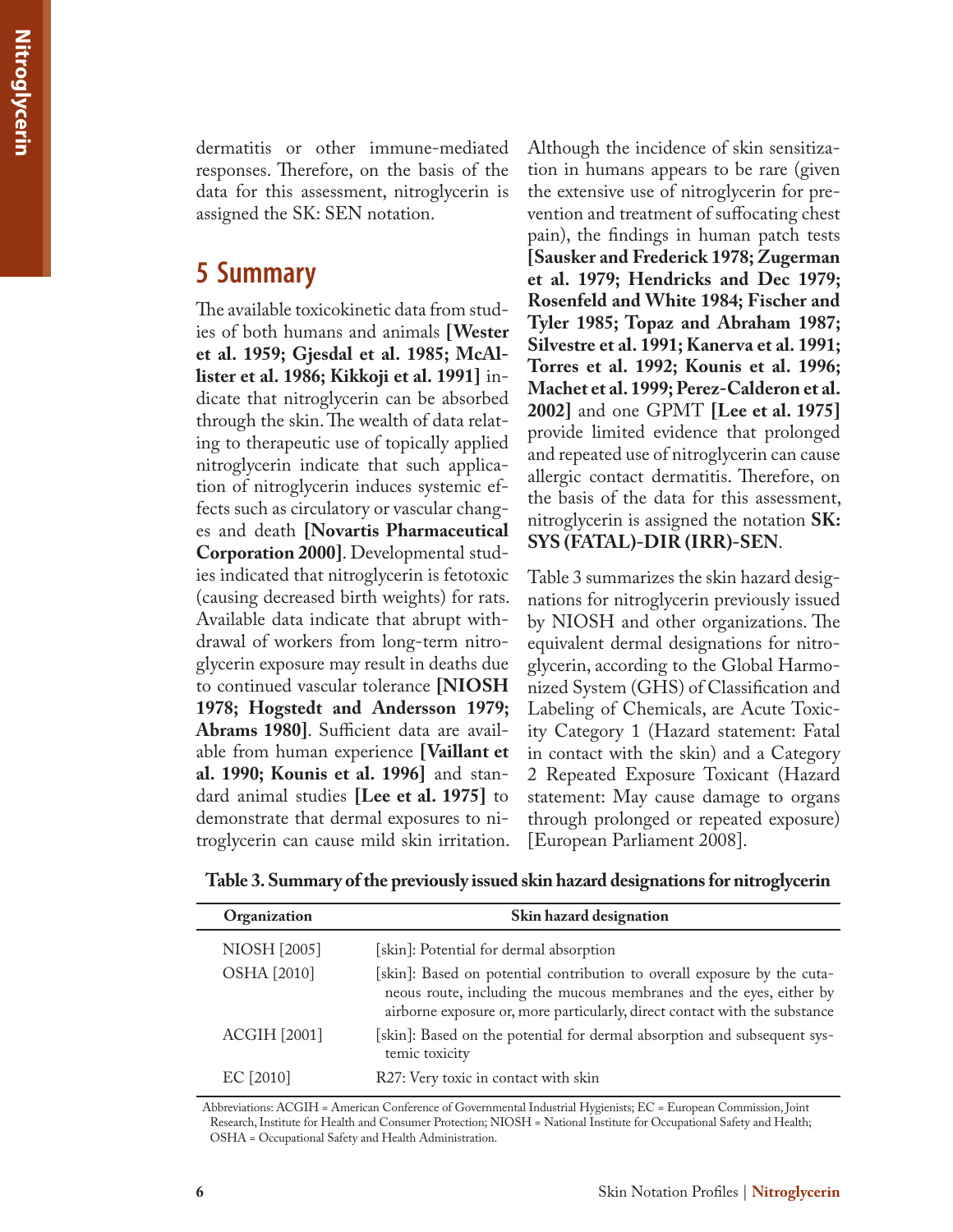dermatitis or other immune-mediated responses. Therefore, on the basis of the data for this assessment, nitroglycerin is assigned the SK: SEN notation.

## 5 Summary

The available toxicokinetic data from studies of both humans and animals **[Wester et al. 1959; Gjesdal et al. 1985; McAllister et al. 1986; Kikkoji et al. 1991]** indicate that nitroglycerin can be absorbed through the skin. The wealth of data relating to therapeutic use of topically applied nitroglycerin indicate that such application of nitroglycerin induces systemic effects such as circulatory or vascular changes and death **[Novartis Pharmaceutical Corporation 2000]**. Developmental studies indicated that nitroglycerin is fetotoxic (causing decreased birth weights) for rats. Available data indicate that abrupt withdrawal of workers from long-term nitroglycerin exposure may result in deaths due to continued vascular tolerance **[NIOSH 1978; Hogstedt and Andersson 1979; Abrams 1980]**. Sufficient data are available from human experience **[Vaillant et al. 1990; Kounis et al. 1996]** and standard animal studies **[Lee et al. 1975]** to demonstrate that dermal exposures to nitroglycerin can cause mild skin irritation. Although the incidence of skin sensitization in humans appears to be rare (given the extensive use of nitroglycerin for prevention and treatment of suffocating chest pain), the findings in human patch tests **[Sausker and Frederick 1978; Zugerman et al. 1979; Hendricks and Dec 1979; Rosenfeld and White 1984; Fischer and Tyler 1985; Topaz and Abraham 1987; Silvestre et al. 1991; Kanerva et al. 1991; Torres et al. 1992; Kounis et al. 1996; Machet et al. 1999; Perez-Calderon et al. 2002]** and one GPMT **[Lee et al. 1975]** provide limited evidence that prolonged and repeated use of nitroglycerin can cause allergic contact dermatitis. Therefore, on the basis of the data for this assessment, nitroglycerin is assigned the notation **SK: SYS (FATAL)-DIR (IRR)-SEN**.

Table 3 summarizes the skin hazard designations for nitroglycerin previously issued by NIOSH and other organizations. The equivalent dermal designations for nitroglycerin, according to the Global Harmonized System (GHS) of Classification and Labeling of Chemicals, are Acute Toxicity Category 1 (Hazard statement: Fatal in contact with the skin) and a Category 2 Repeated Exposure Toxicant (Hazard statement: May cause damage to organs through prolonged or repeated exposure) [European Parliament 2008].

**Table 3. Summary of the previously issued skin hazard designations for nitroglycerin**

| Organization | Skin hazard designation |
|---|---|
| NIOSH [2005] | [skin]: Potential for dermal absorption |
| OSHA [2010] | [skin]: Based on potential contribution to overall exposure by the cutaneous route, including the mucous membranes and the eyes, either by airborne exposure or, more particularly, direct contact with the substance |
| ACGIH [2001] | [skin]: Based on the potential for dermal absorption and subsequent systemic toxicity |
| EC [2010] | R27: Very toxic in contact with skin |

Abbreviations: ACGIH = American Conference of Governmental Industrial Hygienists; EC = European Commission, Joint Research, Institute for Health and Consumer Protection; NIOSH = National Institute for Occupational Safety and Health; OSHA = Occupational Safety and Health Administration.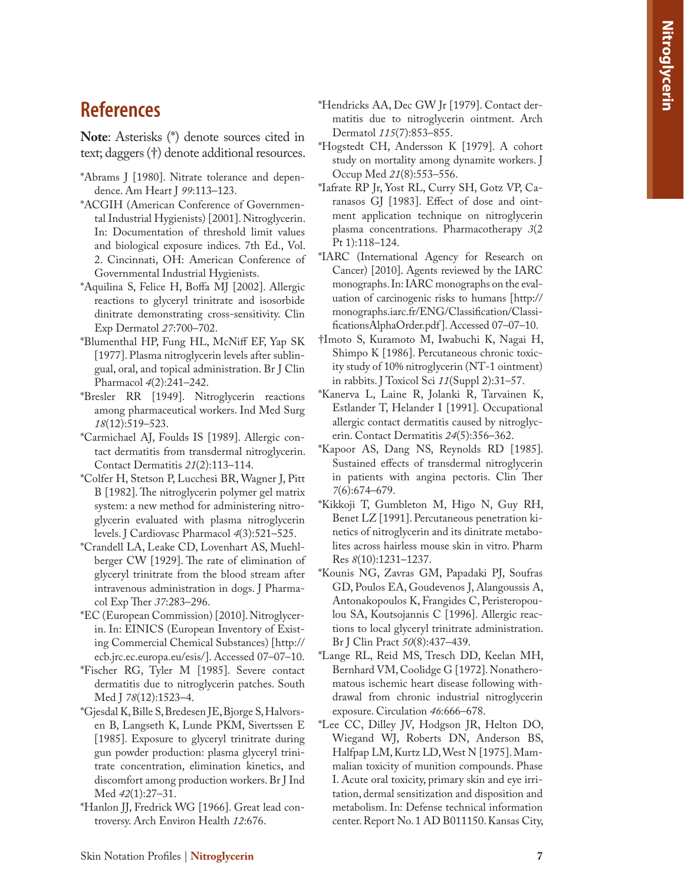## References

**Note**: Asterisks (*) denote sources cited in text; daggers (†) denote additional resources.

*Abrams J [1980]. Nitrate tolerance and dependence. Am Heart J *99*:113–123.

*ACGIH (American Conference of Governmental Industrial Hygienists) [2001]. Nitroglycerin. In: Documentation of threshold limit values and biological exposure indices. 7th Ed., Vol. 2. Cincinnati, OH: American Conference of Governmental Industrial Hygienists.

*Aquilina S, Felice H, Boffa MJ [2002]. Allergic reactions to glyceryl trinitrate and isosorbide dinitrate demonstrating cross-sensitivity. Clin Exp Dermatol *27*:700–702.

*Blumenthal HP, Fung HL, McNiff EF, Yap SK [1977]. Plasma nitroglycerin levels after sublingual, oral, and topical administration. Br J Clin Pharmacol *4*(2):241–242.

*Bresler RR [1949]. Nitroglycerin reactions among pharmaceutical workers. Ind Med Surg *18*(12):519–523.

*Carmichael AJ, Foulds IS [1989]. Allergic contact dermatitis from transdermal nitroglycerin. Contact Dermatitis *21*(2):113–114.

*Colfer H, Stetson P, Lucchesi BR, Wagner J, Pitt B [1982]. The nitroglycerin polymer gel matrix system: a new method for administering nitroglycerin evaluated with plasma nitroglycerin levels. J Cardiovasc Pharmacol *4*(3):521–525.

*Crandell LA, Leake CD, Lovenhart AS, Muehlberger CW [1929]. The rate of elimination of glyceryl trinitrate from the blood stream after intravenous administration in dogs. J Pharmacol Exp Ther *37*:283–296.

*EC (European Commission) [2010]. Nitroglycerin. In: EINICS (European Inventory of Existing Commercial Chemical Substances) [http://ecb.jrc.ec.europa.eu/esis/]. Accessed 07–07–10.

*Fischer RG, Tyler M [1985]. Severe contact dermatitis due to nitroglycerin patches. South Med J *78*(12):1523–4.

*Gjesdal K, Bille S, Bredesen JE, Bjorge S, Halvorsen B, Langseth K, Lunde PKM, Sivertssen E [1985]. Exposure to glyceryl trinitrate during gun powder production: plasma glyceryl trinitrate concentration, elimination kinetics, and discomfort among production workers. Br J Ind Med *42*(1):27–31.

*Hanlon JJ, Fredrick WG [1966]. Great lead controversy. Arch Environ Health *12*:676.

*Hendricks AA, Dec GW Jr [1979]. Contact dermatitis due to nitroglycerin ointment. Arch Dermatol *115*(7):853–855.

*Hogstedt CH, Andersson K [1979]. A cohort study on mortality among dynamite workers. J Occup Med *21*(8):553–556.

*Iafrate RP Jr, Yost RL, Curry SH, Gotz VP, Caranasos GJ [1983]. Effect of dose and ointment application technique on nitroglycerin plasma concentrations. Pharmacotherapy *3*(2 Pt 1):118–124.

*IARC (International Agency for Research on Cancer) [2010]. Agents reviewed by the IARC monographs. In: IARC monographs on the evaluation of carcinogenic risks to humans [http://monographs.iarc.fr/ENG/Classification/ClassificationsAlphaOrder.pdf]. Accessed 07–07–10.

†Imoto S, Kuramoto M, Iwabuchi K, Nagai H, Shimpo K [1986]. Percutaneous chronic toxicity study of 10% nitroglycerin (NT-1 ointment) in rabbits. J Toxicol Sci *11*(Suppl 2):31–57.

*Kanerva L, Laine R, Jolanki R, Tarvainen K, Estlander T, Helander I [1991]. Occupational allergic contact dermatitis caused by nitroglycerin. Contact Dermatitis *24*(5):356–362.

*Kapoor AS, Dang NS, Reynolds RD [1985]. Sustained effects of transdermal nitroglycerin in patients with angina pectoris. Clin Ther *7*(6):674–679.

*Kikkoji T, Gumbleton M, Higo N, Guy RH, Benet LZ [1991]. Percutaneous penetration kinetics of nitroglycerin and its dinitrate metabolites across hairless mouse skin in vitro. Pharm Res *8*(10):1231–1237.

*Kounis NG, Zavras GM, Papadaki PJ, Soufras GD, Poulos EA, Goudevenos J, Alangoussis A, Antonakopoulos K, Frangides C, Peristeropoulou SA, Koutsojannis C [1996]. Allergic reactions to local glyceryl trinitrate administration. Br J Clin Pract *50*(8):437–439.

*Lange RL, Reid MS, Tresch DD, Keelan MH, Bernhard VM, Coolidge G [1972]. Nonatheromatous ischemic heart disease following withdrawal from chronic industrial nitroglycerin exposure. Circulation *46*:666–678.

*Lee CC, Dilley JV, Hodgson JR, Helton DO, Wiegand WJ, Roberts DN, Anderson BS, Halfpap LM, Kurtz LD, West N [1975]. Mammalian toxicity of munition compounds. Phase I. Acute oral toxicity, primary skin and eye irritation, dermal sensitization and disposition and metabolism. In: Defense technical information center. Report No. 1 AD B011150. Kansas City,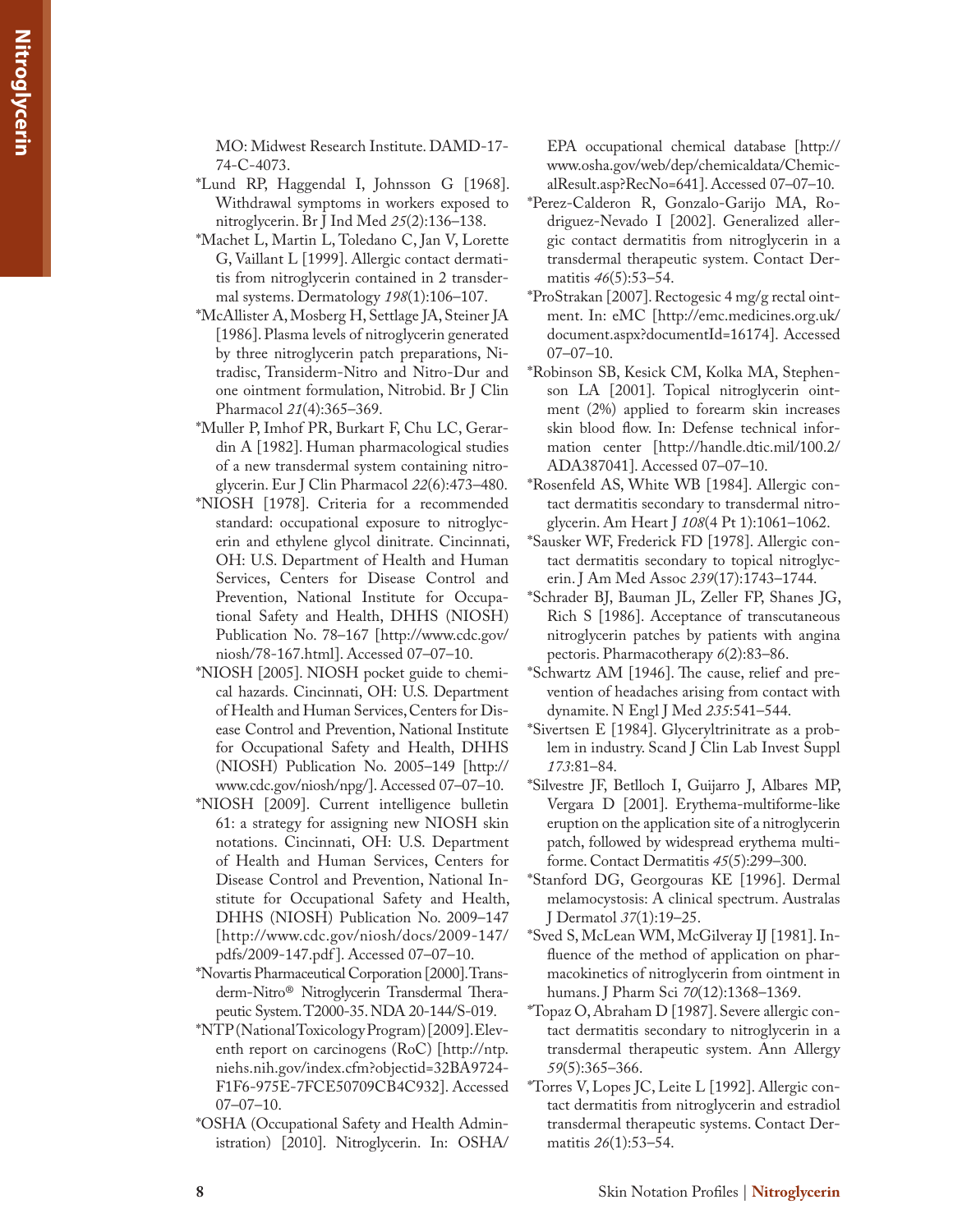MO: Midwest Research Institute. DAMD-17-74-C-4073.

*Lund RP, Haggendal I, Johnsson G [1968]. Withdrawal symptoms in workers exposed to nitroglycerin. Br J Ind Med *25*(2):136–138.

*Machet L, Martin L, Toledano C, Jan V, Lorette G, Vaillant L [1999]. Allergic contact dermatitis from nitroglycerin contained in 2 transdermal systems. Dermatology *198*(1):106–107.

*McAllister A, Mosberg H, Settlage JA, Steiner JA [1986]. Plasma levels of nitroglycerin generated by three nitroglycerin patch preparations, Nitradisc, Transiderm-Nitro and Nitro-Dur and one ointment formulation, Nitrobid. Br J Clin Pharmacol *21*(4):365–369.

*Muller P, Imhof PR, Burkart F, Chu LC, Gerardin A [1982]. Human pharmacological studies of a new transdermal system containing nitroglycerin. Eur J Clin Pharmacol *22*(6):473–480.

*NIOSH [1978]. Criteria for a recommended standard: occupational exposure to nitroglycerin and ethylene glycol dinitrate. Cincinnati, OH: U.S. Department of Health and Human Services, Centers for Disease Control and Prevention, National Institute for Occupational Safety and Health, DHHS (NIOSH) Publication No. 78–167 [http://www.cdc.gov/niosh/78-167.html]. Accessed 07–07–10.

*NIOSH [2005]. NIOSH pocket guide to chemical hazards. Cincinnati, OH: U.S. Department of Health and Human Services, Centers for Disease Control and Prevention, National Institute for Occupational Safety and Health, DHHS (NIOSH) Publication No. 2005–149 [http://www.cdc.gov/niosh/npg/]. Accessed 07–07–10.

*NIOSH [2009]. Current intelligence bulletin 61: a strategy for assigning new NIOSH skin notations. Cincinnati, OH: U.S. Department of Health and Human Services, Centers for Disease Control and Prevention, National Institute for Occupational Safety and Health, DHHS (NIOSH) Publication No. 2009–147 [http://www.cdc.gov/niosh/docs/2009-147/pdfs/2009-147.pdf]. Accessed 07–07–10.

*Novartis Pharmaceutical Corporation [2000]. Transderm-Nitro® Nitroglycerin Transdermal Therapeutic System. T2000-35. NDA 20-144/S-019.

*NTP (National Toxicology Program) [2009]. Eleventh report on carcinogens (RoC) [http://ntp.niehs.nih.gov/index.cfm?objectid=32BA9724-F1F6-975E-7FCE50709CB4C932]. Accessed 07–07–10.

*OSHA (Occupational Safety and Health Administration) [2010]. Nitroglycerin. In: OSHA/EPA occupational chemical database [http://www.osha.gov/web/dep/chemicaldata/ChemicalResult.asp?RecNo=641]. Accessed 07–07–10.

*Perez-Calderon R, Gonzalo-Garijo MA, Rodriguez-Nevado I [2002]. Generalized allergic contact dermatitis from nitroglycerin in a transdermal therapeutic system. Contact Dermatitis *46*(5):53–54.

*ProStrakan [2007]. Rectogesic 4 mg/g rectal ointment. In: eMC [http://emc.medicines.org.uk/document.aspx?documentId=16174]. Accessed 07–07–10.

*Robinson SB, Kesick CM, Kolka MA, Stephenson LA [2001]. Topical nitroglycerin ointment (2%) applied to forearm skin increases skin blood flow. In: Defense technical information center [http://handle.dtic.mil/100.2/ADA387041]. Accessed 07–07–10.

*Rosenfeld AS, White WB [1984]. Allergic contact dermatitis secondary to transdermal nitroglycerin. Am Heart J *108*(4 Pt 1):1061–1062.

*Sausker WF, Frederick FD [1978]. Allergic contact dermatitis secondary to topical nitroglycerin. J Am Med Assoc *239*(17):1743–1744.

*Schrader BJ, Bauman JL, Zeller FP, Shanes JG, Rich S [1986]. Acceptance of transcutaneous nitroglycerin patches by patients with angina pectoris. Pharmacotherapy *6*(2):83–86.

*Schwartz AM [1946]. The cause, relief and prevention of headaches arising from contact with dynamite. N Engl J Med *235*:541–544.

*Sivertsen E [1984]. Glyceryltrinitrate as a problem in industry. Scand J Clin Lab Invest Suppl *173*:81–84.

*Silvestre JF, Betlloch I, Guijarro J, Albares MP, Vergara D [2001]. Erythema-multiforme-like eruption on the application site of a nitroglycerin patch, followed by widespread erythema multiforme. Contact Dermatitis *45*(5):299–300.

*Stanford DG, Georgouras KE [1996]. Dermal melamocystosis: A clinical spectrum. Australas J Dermatol *37*(1):19–25.

*Sved S, McLean WM, McGilveray IJ [1981]. Influence of the method of application on pharmacokinetics of nitroglycerin from ointment in humans. J Pharm Sci *70*(12):1368–1369.

*Topaz O, Abraham D [1987]. Severe allergic contact dermatitis secondary to nitroglycerin in a transdermal therapeutic system. Ann Allergy *59*(5):365–366.

*Torres V, Lopes JC, Leite L [1992]. Allergic contact dermatitis from nitroglycerin and estradiol transdermal therapeutic systems. Contact Dermatitis *26*(1):53–54.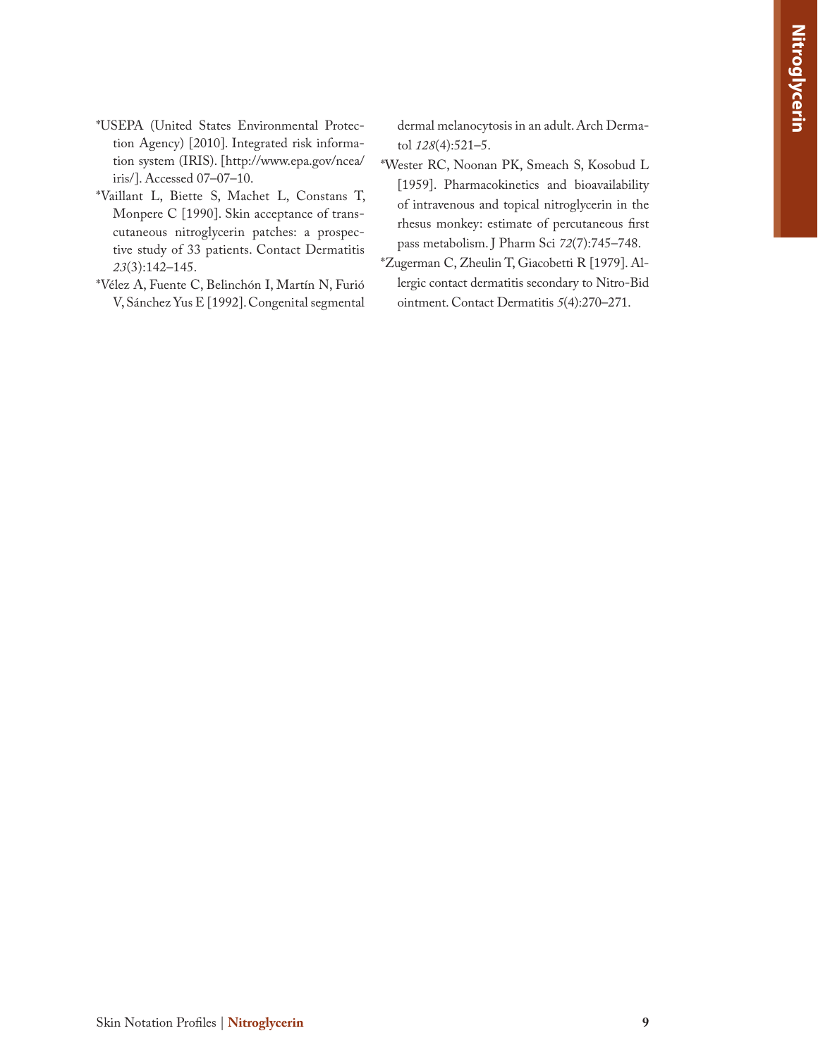*USEPA (United States Environmental Protection Agency) [2010]. Integrated risk information system (IRIS). [http://www.epa.gov/ncea/iris/]. Accessed 07–07–10.

*Vaillant L, Biette S, Machet L, Constans T, Monpere C [1990]. Skin acceptance of transcutaneous nitroglycerin patches: a prospective study of 33 patients. Contact Dermatitis *23*(3):142–145.

*Vélez A, Fuente C, Belinchón I, Martín N, Furió V, Sánchez Yus E [1992]. Congenital segmental dermal melanocytosis in an adult. Arch Dermatol *128*(4):521–5.

*Wester RC, Noonan PK, Smeach S, Kosobud L [1959]. Pharmacokinetics and bioavailability of intravenous and topical nitroglycerin in the rhesus monkey: estimate of percutaneous first pass metabolism. J Pharm Sci *72*(7):745–748.

*Zugerman C, Zheulin T, Giacobetti R [1979]. Allergic contact dermatitis secondary to Nitro-Bid ointment. Contact Dermatitis *5*(4):270–271.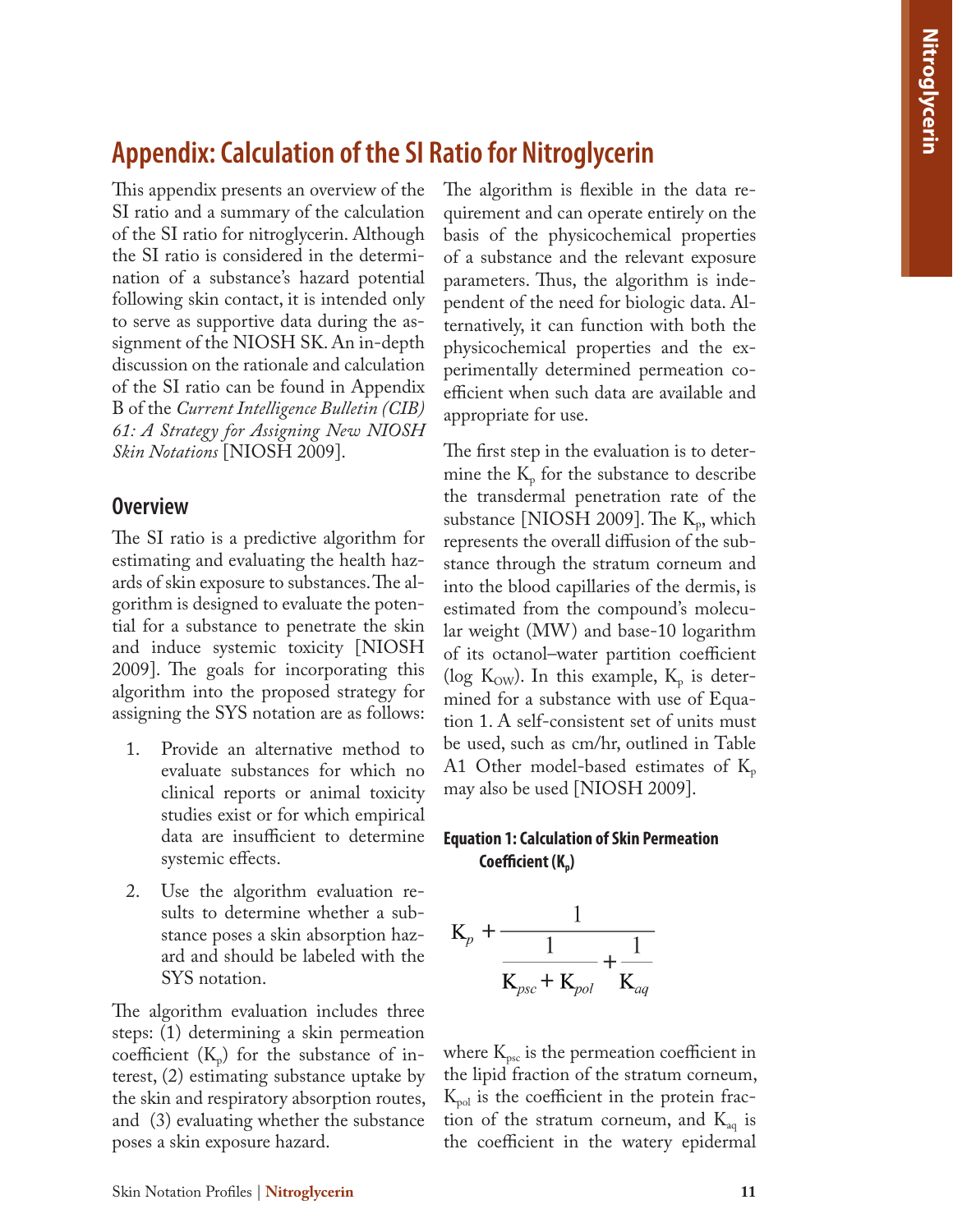# Appendix: Calculation of the SI Ratio for Nitroglycerin

This appendix presents an overview of the SI ratio and a summary of the calculation of the SI ratio for nitroglycerin. Although the SI ratio is considered in the determination of a substance's hazard potential following skin contact, it is intended only to serve as supportive data during the assignment of the NIOSH SK. An in-depth discussion on the rationale and calculation of the SI ratio can be found in Appendix B of the *Current Intelligence Bulletin (CIB) 61: A Strategy for Assigning New NIOSH Skin Notations* [NIOSH 2009].

## Overview

The SI ratio is a predictive algorithm for estimating and evaluating the health hazards of skin exposure to substances. The algorithm is designed to evaluate the potential for a substance to penetrate the skin and induce systemic toxicity [NIOSH 2009]. The goals for incorporating this algorithm into the proposed strategy for assigning the SYS notation are as follows:

1. Provide an alternative method to evaluate substances for which no clinical reports or animal toxicity studies exist or for which empirical data are insufficient to determine systemic effects.
2. Use the algorithm evaluation results to determine whether a substance poses a skin absorption hazard and should be labeled with the SYS notation.

The algorithm evaluation includes three steps: (1) determining a skin permeation coefficient ($K_p$) for the substance of interest, (2) estimating substance uptake by the skin and respiratory absorption routes, and (3) evaluating whether the substance poses a skin exposure hazard.

The algorithm is flexible in the data requirement and can operate entirely on the basis of the physicochemical properties of a substance and the relevant exposure parameters. Thus, the algorithm is independent of the need for biologic data. Alternatively, it can function with both the physicochemical properties and the experimentally determined permeation coefficient when such data are available and appropriate for use.

The first step in the evaluation is to determine the $K_p$ for the substance to describe the transdermal penetration rate of the substance [NIOSH 2009]. The $K_p$, which represents the overall diffusion of the substance through the stratum corneum and into the blood capillaries of the dermis, is estimated from the compound's molecular weight (MW) and base-10 logarithm of its octanol–water partition coefficient (log $K_{OW}$). In this example, $K_p$ is determined for a substance with use of Equation 1. A self-consistent set of units must be used, such as cm/hr, outlined in Table A1 Other model-based estimates of $K_p$ may also be used [NIOSH 2009].

**Equation 1: Calculation of Skin Permeation Coefficient ($K_p$)**

$$K_p + \frac{1}{\frac{1}{K_{psc} + K_{pol}} + \frac{1}{K_{aq}}}$$

where $K_{psc}$ is the permeation coefficient in the lipid fraction of the stratum corneum, $K_{pol}$ is the coefficient in the protein fraction of the stratum corneum, and $K_{aq}$ is the coefficient in the watery epidermal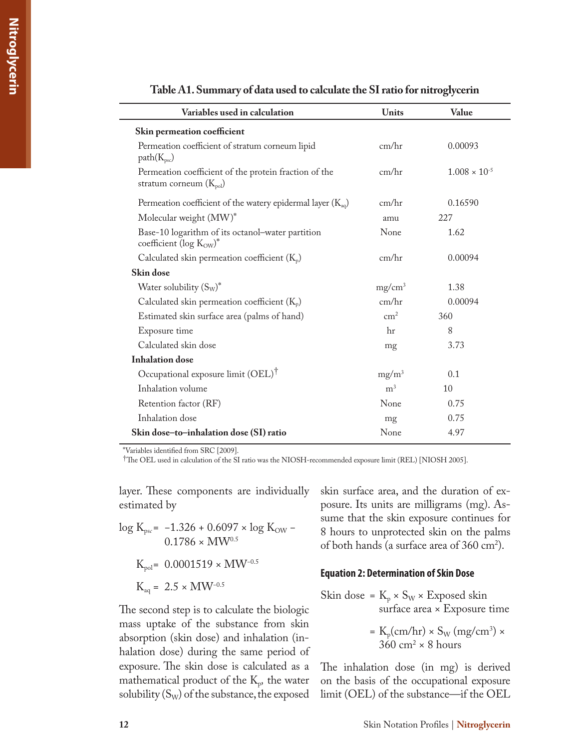**Table A1. Summary of data used to calculate the SI ratio for nitroglycerin**

| Variables used in calculation | Units | Value |
|---|---|---|
| **Skin permeation coefficient** | | |
| Permeation coefficient of stratum corneum lipid path($K_{psc}$) | cm/hr | 0.00093 |
| Permeation coefficient of the protein fraction of the stratum corneum ($K_{pol}$) | cm/hr | $1.008 \times 10^{-5}$ |
| Permeation coefficient of the watery epidermal layer ($K_{aq}$) | cm/hr | 0.16590 |
| Molecular weight (MW)* | amu | 227 |
| Base-10 logarithm of its octanol–water partition coefficient (log $K_{OW}$)* | None | 1.62 |
| Calculated skin permeation coefficient ($K_p$) | cm/hr | 0.00094 |
| **Skin dose** | | |
| Water solubility ($S_W$)* | $mg/cm^3$ | 1.38 |
| Calculated skin permeation coefficient ($K_p$) | cm/hr | 0.00094 |
| Estimated skin surface area (palms of hand) | $cm^2$ | 360 |
| Exposure time | hr | 8 |
| Calculated skin dose | mg | 3.73 |
| **Inhalation dose** | | |
| Occupational exposure limit (OEL)† | $mg/m^3$ | 0.1 |
| Inhalation volume | $m^3$ | 10 |
| Retention factor (RF) | None | 0.75 |
| Inhalation dose | mg | 0.75 |
| **Skin dose–to–inhalation dose (SI) ratio** | None | 4.97 |

*Variables identified from SRC [2009].
†The OEL used in calculation of the SI ratio was the NIOSH-recommended exposure limit (REL) [NIOSH 2005].

layer. These components are individually estimated by

$$\log K_{psc} = -1.326 + 0.6097 \times \log K_{OW} - 0.1786 \times MW^{0.5}$$

$$K_{pol} = 0.0001519 \times MW^{-0.5}$$

$$K_{aq} = 2.5 \times MW^{-0.5}$$

The second step is to calculate the biologic mass uptake of the substance from skin absorption (skin dose) and inhalation (inhalation dose) during the same period of exposure. The skin dose is calculated as a mathematical product of the $K_p$, the water solubility ($S_W$) of the substance, the exposed skin surface area, and the duration of exposure. Its units are milligrams (mg). Assume that the skin exposure continues for 8 hours to unprotected skin on the palms of both hands (a surface area of 360 $cm^2$).

#### Equation 2: Determination of Skin Dose

$$\text{Skin dose} = K_p \times S_W \times \text{Exposed skin surface area} \times \text{Exposure time}$$

$$= K_p(\text{cm/hr}) \times S_W\ (\text{mg/cm}^3) \times 360\ \text{cm}^2 \times 8\ \text{hours}$$

The inhalation dose (in mg) is derived on the basis of the occupational exposure limit (OEL) of the substance—if the OEL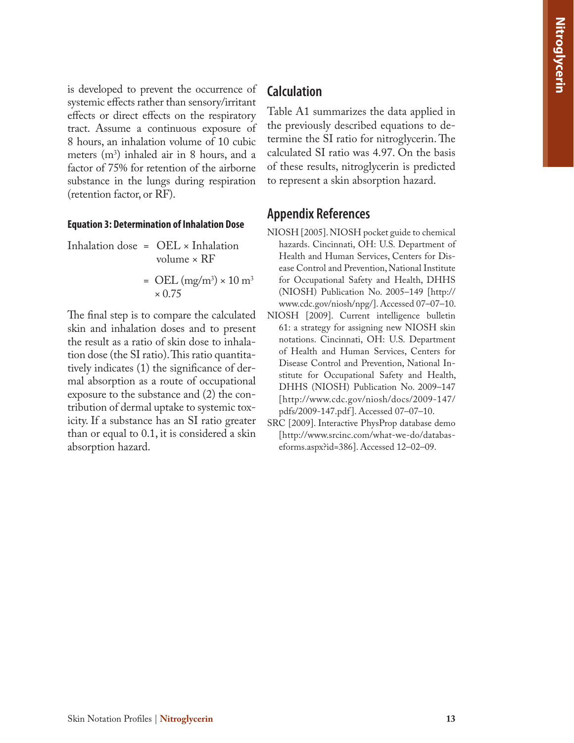is developed to prevent the occurrence of systemic effects rather than sensory/irritant effects or direct effects on the respiratory tract. Assume a continuous exposure of 8 hours, an inhalation volume of 10 cubic meters ($m^3$) inhaled air in 8 hours, and a factor of 75% for retention of the airborne substance in the lungs during respiration (retention factor, or RF).

#### Equation 3: Determination of Inhalation Dose

$$\text{Inhalation dose} = \text{OEL} \times \text{Inhalation volume} \times \text{RF}$$

$$= \text{OEL (mg/m}^3) \times 10\ \text{m}^3 \times 0.75$$

The final step is to compare the calculated skin and inhalation doses and to present the result as a ratio of skin dose to inhalation dose (the SI ratio). This ratio quantitatively indicates (1) the significance of dermal absorption as a route of occupational exposure to the substance and (2) the contribution of dermal uptake to systemic toxicity. If a substance has an SI ratio greater than or equal to 0.1, it is considered a skin absorption hazard.

## Calculation

Table A1 summarizes the data applied in the previously described equations to determine the SI ratio for nitroglycerin. The calculated SI ratio was 4.97. On the basis of these results, nitroglycerin is predicted to represent a skin absorption hazard.

## Appendix References

NIOSH [2005]. NIOSH pocket guide to chemical hazards. Cincinnati, OH: U.S. Department of Health and Human Services, Centers for Disease Control and Prevention, National Institute for Occupational Safety and Health, DHHS (NIOSH) Publication No. 2005–149 [http://www.cdc.gov/niosh/npg/]. Accessed 07–07–10.

NIOSH [2009]. Current intelligence bulletin 61: a strategy for assigning new NIOSH skin notations. Cincinnati, OH: U.S. Department of Health and Human Services, Centers for Disease Control and Prevention, National Institute for Occupational Safety and Health, DHHS (NIOSH) Publication No. 2009–147 [http://www.cdc.gov/niosh/docs/2009-147/pdfs/2009-147.pdf]. Accessed 07–07–10.

SRC [2009]. Interactive PhysProp database demo [http://www.srcinc.com/what-we-do/databaseforms.aspx?id=386]. Accessed 12–02–09.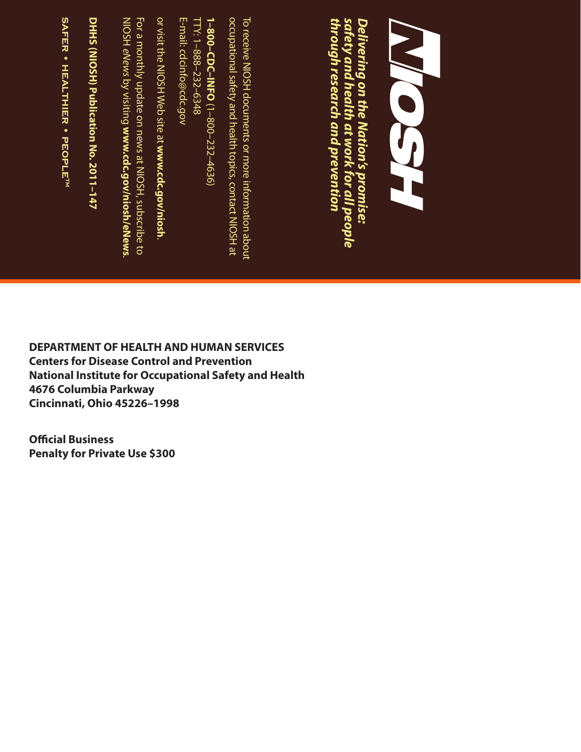NIOSH

***Delivering on the Nation's promise: safety and health at work for all people through research and prevention***

To receive NIOSH documents or more information about occupational safety and health topics, contact NIOSH at

**1–800–CDC–INFO** (1–800–232–4636)
TTY: 1–888–232–6348
E-mail: cdcinfo@cdc.gov

or visit the NIOSH Web site at **www.cdc.gov/niosh**.

For a monthly update on news at NIOSH, subscribe to NIOSH *eNews* by visiting **www.cdc.gov/niosh/eNews**.

**DHHS (NIOSH) Publication No. 2011–147**

**SAFER • HEALTHIER • PEOPLE™**

**DEPARTMENT OF HEALTH AND HUMAN SERVICES**
**Centers for Disease Control and Prevention**
**National Institute for Occupational Safety and Health**
**4676 Columbia Parkway**
**Cincinnati, Ohio 45226–1998**

**Official Business**
**Penalty for Private Use $300**